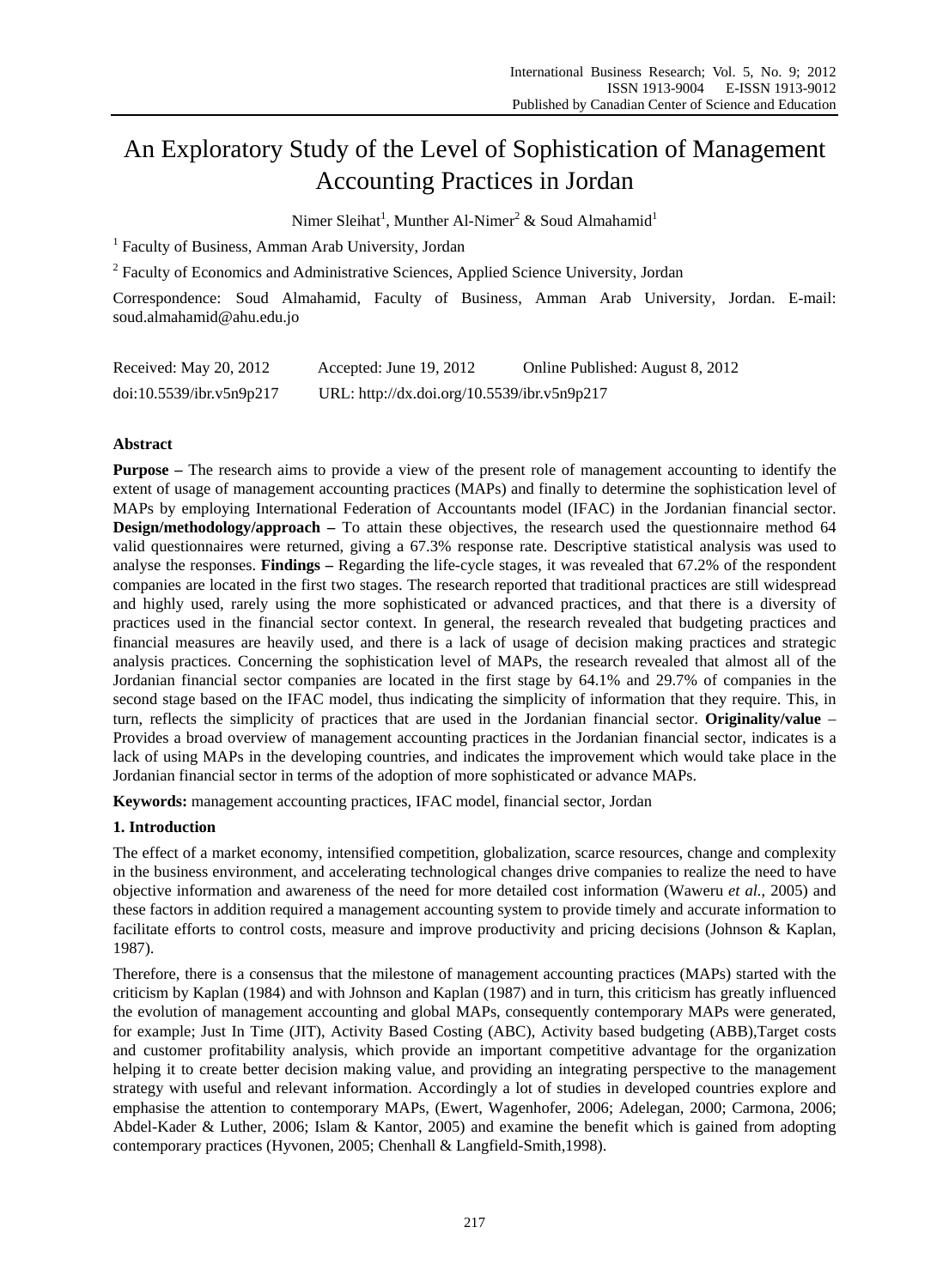# An Exploratory Study of the Level of Sophistication of Management Accounting Practices in Jordan

Nimer Sleihat[1], Munther Al-Nimer[2] & Soud Almahamid[1]

[1] Faculty of Business, Amman Arab University, Jordan

[2] Faculty of Economics and Administrative Sciences, Applied Science University, Jordan

Correspondence: Soud Almahamid, Faculty of Business, Amman Arab University, Jordan. E-mail: soud.almahamid@ahu.edu.jo

Received: May 20, 2012    Accepted: June 19, 2012    Online Published: August 8, 2012

doi:10.5539/ibr.v5n9p217    URL: http://dx.doi.org/10.5539/ibr.v5n9p217

## Abstract

**Purpose –** The research aims to provide a view of the present role of management accounting to identify the extent of usage of management accounting practices (MAPs) and finally to determine the sophistication level of MAPs by employing International Federation of Accountants model (IFAC) in the Jordanian financial sector. **Design/methodology/approach –** To attain these objectives, the research used the questionnaire method 64 valid questionnaires were returned, giving a 67.3% response rate. Descriptive statistical analysis was used to analyse the responses. **Findings –** Regarding the life-cycle stages, it was revealed that 67.2% of the respondent companies are located in the first two stages. The research reported that traditional practices are still widespread and highly used, rarely using the more sophisticated or advanced practices, and that there is a diversity of practices used in the financial sector context. In general, the research revealed that budgeting practices and financial measures are heavily used, and there is a lack of usage of decision making practices and strategic analysis practices. Concerning the sophistication level of MAPs, the research revealed that almost all of the Jordanian financial sector companies are located in the first stage by 64.1% and 29.7% of companies in the second stage based on the IFAC model, thus indicating the simplicity of information that they require. This, in turn, reflects the simplicity of practices that are used in the Jordanian financial sector. **Originality/value** – Provides a broad overview of management accounting practices in the Jordanian financial sector, indicates is a lack of using MAPs in the developing countries, and indicates the improvement which would take place in the Jordanian financial sector in terms of the adoption of more sophisticated or advance MAPs.

**Keywords:** management accounting practices, IFAC model, financial sector, Jordan

## 1. Introduction

The effect of a market economy, intensified competition, globalization, scarce resources, change and complexity in the business environment, and accelerating technological changes drive companies to realize the need to have objective information and awareness of the need for more detailed cost information (Waweru *et al.*, 2005) and these factors in addition required a management accounting system to provide timely and accurate information to facilitate efforts to control costs, measure and improve productivity and pricing decisions (Johnson & Kaplan, 1987).

Therefore, there is a consensus that the milestone of management accounting practices (MAPs) started with the criticism by Kaplan (1984) and with Johnson and Kaplan (1987) and in turn, this criticism has greatly influenced the evolution of management accounting and global MAPs, consequently contemporary MAPs were generated, for example; Just In Time (JIT), Activity Based Costing (ABC), Activity based budgeting (ABB),Target costs and customer profitability analysis, which provide an important competitive advantage for the organization helping it to create better decision making value, and providing an integrating perspective to the management strategy with useful and relevant information. Accordingly a lot of studies in developed countries explore and emphasise the attention to contemporary MAPs, (Ewert, Wagenhofer, 2006; Adelegan, 2000; Carmona, 2006; Abdel-Kader & Luther, 2006; Islam & Kantor, 2005) and examine the benefit which is gained from adopting contemporary practices (Hyvonen, 2005; Chenhall & Langfield-Smith,1998).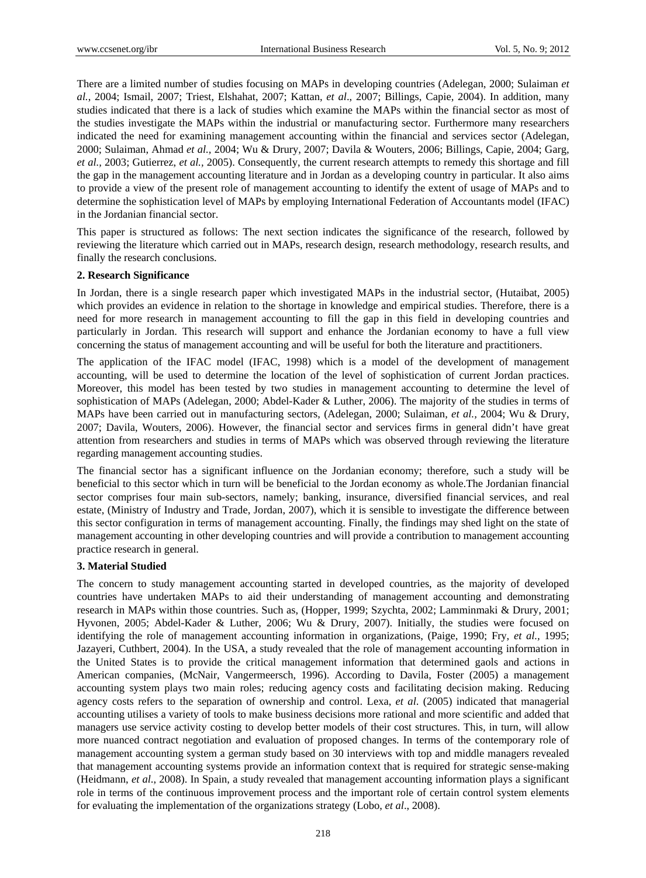There are a limited number of studies focusing on MAPs in developing countries (Adelegan, 2000; Sulaiman *et al.*, 2004; Ismail, 2007; Triest, Elshahat, 2007; Kattan, *et al*., 2007; Billings, Capie, 2004). In addition, many studies indicated that there is a lack of studies which examine the MAPs within the financial sector as most of the studies investigate the MAPs within the industrial or manufacturing sector. Furthermore many researchers indicated the need for examining management accounting within the financial and services sector (Adelegan, 2000; Sulaiman, Ahmad *et al.*, 2004; Wu & Drury, 2007; Davila & Wouters, 2006; Billings, Capie, 2004; Garg, *et al.*, 2003; Gutierrez, *et al.*, 2005). Consequently, the current research attempts to remedy this shortage and fill the gap in the management accounting literature and in Jordan as a developing country in particular. It also aims to provide a view of the present role of management accounting to identify the extent of usage of MAPs and to determine the sophistication level of MAPs by employing International Federation of Accountants model (IFAC) in the Jordanian financial sector.

This paper is structured as follows: The next section indicates the significance of the research, followed by reviewing the literature which carried out in MAPs, research design, research methodology, research results, and finally the research conclusions.

**2. Research Significance**

In Jordan, there is a single research paper which investigated MAPs in the industrial sector, (Hutaibat, 2005) which provides an evidence in relation to the shortage in knowledge and empirical studies. Therefore, there is a need for more research in management accounting to fill the gap in this field in developing countries and particularly in Jordan. This research will support and enhance the Jordanian economy to have a full view concerning the status of management accounting and will be useful for both the literature and practitioners.

The application of the IFAC model (IFAC, 1998) which is a model of the development of management accounting, will be used to determine the location of the level of sophistication of current Jordan practices. Moreover, this model has been tested by two studies in management accounting to determine the level of sophistication of MAPs (Adelegan, 2000; Abdel-Kader & Luther, 2006). The majority of the studies in terms of MAPs have been carried out in manufacturing sectors, (Adelegan, 2000; Sulaiman, *et al.*, 2004; Wu & Drury, 2007; Davila, Wouters, 2006). However, the financial sector and services firms in general didn't have great attention from researchers and studies in terms of MAPs which was observed through reviewing the literature regarding management accounting studies.

The financial sector has a significant influence on the Jordanian economy; therefore, such a study will be beneficial to this sector which in turn will be beneficial to the Jordan economy as whole.The Jordanian financial sector comprises four main sub-sectors, namely; banking, insurance, diversified financial services, and real estate, (Ministry of Industry and Trade, Jordan, 2007), which it is sensible to investigate the difference between this sector configuration in terms of management accounting. Finally, the findings may shed light on the state of management accounting in other developing countries and will provide a contribution to management accounting practice research in general.

**3. Material Studied**

The concern to study management accounting started in developed countries, as the majority of developed countries have undertaken MAPs to aid their understanding of management accounting and demonstrating research in MAPs within those countries. Such as, (Hopper, 1999; Szychta, 2002; Lamminmaki & Drury, 2001; Hyvonen, 2005; Abdel-Kader & Luther, 2006; Wu & Drury, 2007). Initially, the studies were focused on identifying the role of management accounting information in organizations, (Paige, 1990; Fry, *et al.*, 1995; Jazayeri, Cuthbert, 2004). In the USA, a study revealed that the role of management accounting information in the United States is to provide the critical management information that determined gaols and actions in American companies, (McNair, Vangermeersch, 1996). According to Davila, Foster (2005) a management accounting system plays two main roles; reducing agency costs and facilitating decision making. Reducing agency costs refers to the separation of ownership and control. Lexa, *et al*. (2005) indicated that managerial accounting utilises a variety of tools to make business decisions more rational and more scientific and added that managers use service activity costing to develop better models of their cost structures. This, in turn, will allow more nuanced contract negotiation and evaluation of proposed changes. In terms of the contemporary role of management accounting system a german study based on 30 interviews with top and middle managers revealed that management accounting systems provide an information context that is required for strategic sense-making (Heidmann, *et al*., 2008). In Spain, a study revealed that management accounting information plays a significant role in terms of the continuous improvement process and the important role of certain control system elements for evaluating the implementation of the organizations strategy (Lobo, *et al*., 2008).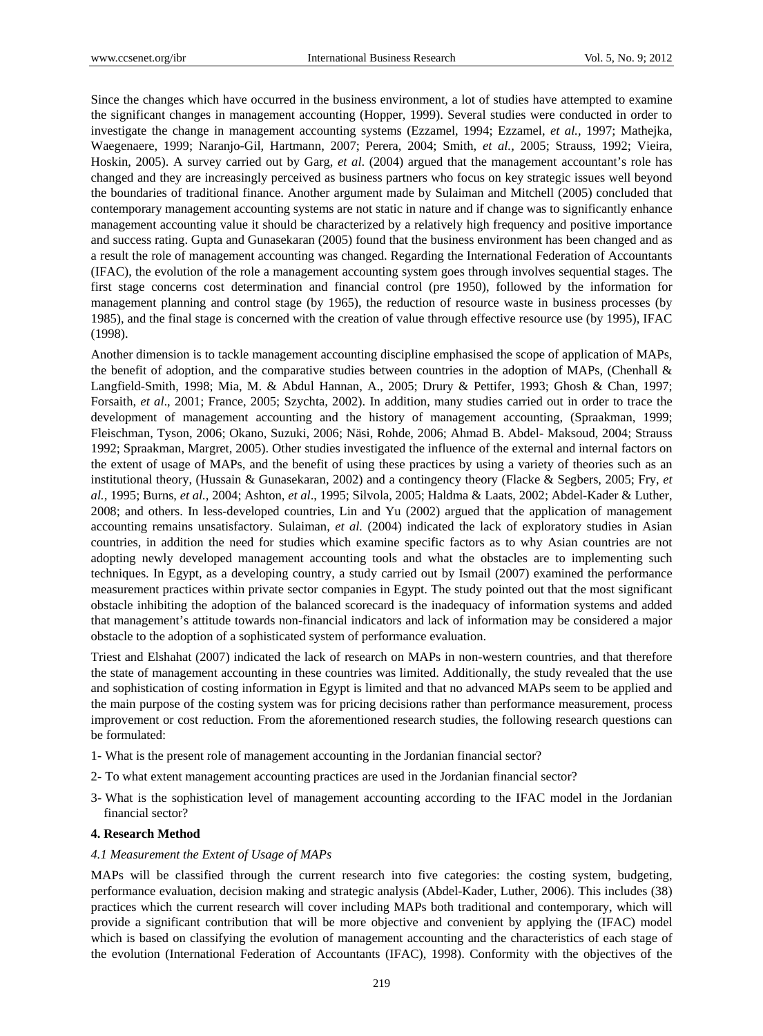Since the changes which have occurred in the business environment, a lot of studies have attempted to examine the significant changes in management accounting (Hopper, 1999). Several studies were conducted in order to investigate the change in management accounting systems (Ezzamel, 1994; Ezzamel, *et al.,* 1997; Mathejka, Waegenaere, 1999; Naranjo-Gil, Hartmann, 2007; Perera, 2004; Smith, *et al.,* 2005; Strauss, 1992; Vieira, Hoskin, 2005). A survey carried out by Garg, *et al*. (2004) argued that the management accountant's role has changed and they are increasingly perceived as business partners who focus on key strategic issues well beyond the boundaries of traditional finance. Another argument made by Sulaiman and Mitchell (2005) concluded that contemporary management accounting systems are not static in nature and if change was to significantly enhance management accounting value it should be characterized by a relatively high frequency and positive importance and success rating. Gupta and Gunasekaran (2005) found that the business environment has been changed and as a result the role of management accounting was changed. Regarding the International Federation of Accountants (IFAC), the evolution of the role a management accounting system goes through involves sequential stages. The first stage concerns cost determination and financial control (pre 1950), followed by the information for management planning and control stage (by 1965), the reduction of resource waste in business processes (by 1985), and the final stage is concerned with the creation of value through effective resource use (by 1995), IFAC (1998).

Another dimension is to tackle management accounting discipline emphasised the scope of application of MAPs, the benefit of adoption, and the comparative studies between countries in the adoption of MAPs, (Chenhall & Langfield-Smith, 1998; Mia, M. & Abdul Hannan, A., 2005; Drury & Pettifer, 1993; Ghosh & Chan, 1997; Forsaith, *et al*., 2001; France, 2005; Szychta, 2002). In addition, many studies carried out in order to trace the development of management accounting and the history of management accounting, (Spraakman, 1999; Fleischman, Tyson, 2006; Okano, Suzuki, 2006; Näsi, Rohde, 2006; Ahmad B. Abdel- Maksoud, 2004; Strauss 1992; Spraakman, Margret, 2005). Other studies investigated the influence of the external and internal factors on the extent of usage of MAPs, and the benefit of using these practices by using a variety of theories such as an institutional theory, (Hussain & Gunasekaran, 2002) and a contingency theory (Flacke & Segbers, 2005; Fry, *et al.,* 1995; Burns, *et al.,* 2004; Ashton, *et al*., 1995; Silvola, 2005; Haldma & Laats, 2002; Abdel-Kader & Luther, 2008; and others. In less-developed countries, Lin and Yu (2002) argued that the application of management accounting remains unsatisfactory. Sulaiman, *et al.* (2004) indicated the lack of exploratory studies in Asian countries, in addition the need for studies which examine specific factors as to why Asian countries are not adopting newly developed management accounting tools and what the obstacles are to implementing such techniques. In Egypt, as a developing country, a study carried out by Ismail (2007) examined the performance measurement practices within private sector companies in Egypt. The study pointed out that the most significant obstacle inhibiting the adoption of the balanced scorecard is the inadequacy of information systems and added that management's attitude towards non-financial indicators and lack of information may be considered a major obstacle to the adoption of a sophisticated system of performance evaluation.

Triest and Elshahat (2007) indicated the lack of research on MAPs in non-western countries, and that therefore the state of management accounting in these countries was limited. Additionally, the study revealed that the use and sophistication of costing information in Egypt is limited and that no advanced MAPs seem to be applied and the main purpose of the costing system was for pricing decisions rather than performance measurement, process improvement or cost reduction. From the aforementioned research studies, the following research questions can be formulated:

1- What is the present role of management accounting in the Jordanian financial sector?

2- To what extent management accounting practices are used in the Jordanian financial sector?

3- What is the sophistication level of management accounting according to the IFAC model in the Jordanian financial sector?

**4. Research Method**

*4.1 Measurement the Extent of Usage of MAPs*

MAPs will be classified through the current research into five categories: the costing system, budgeting, performance evaluation, decision making and strategic analysis (Abdel-Kader, Luther, 2006). This includes (38) practices which the current research will cover including MAPs both traditional and contemporary, which will provide a significant contribution that will be more objective and convenient by applying the (IFAC) model which is based on classifying the evolution of management accounting and the characteristics of each stage of the evolution (International Federation of Accountants (IFAC), 1998). Conformity with the objectives of the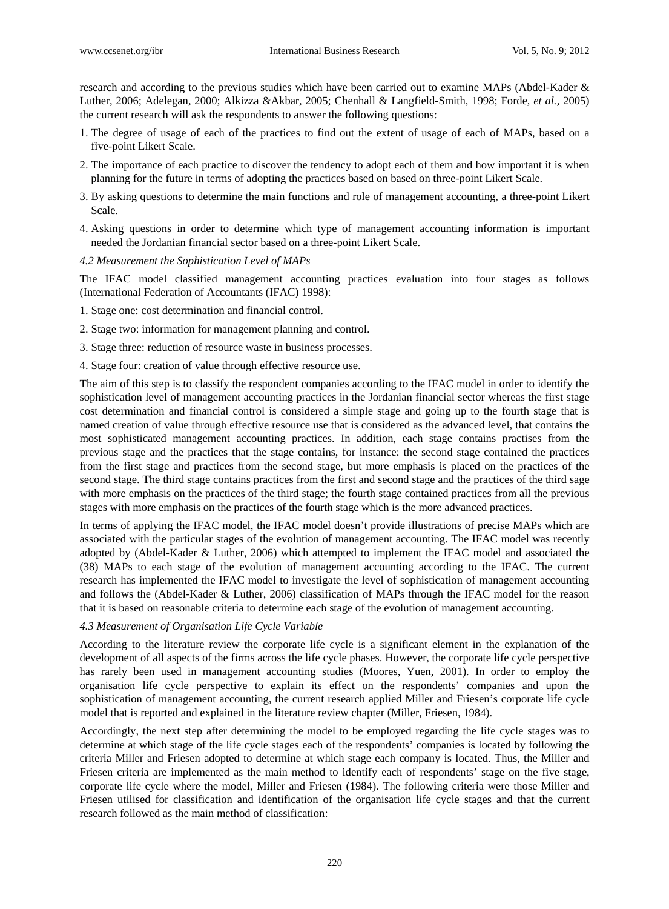research and according to the previous studies which have been carried out to examine MAPs (Abdel-Kader & Luther, 2006; Adelegan, 2000; Alkizza &Akbar, 2005; Chenhall & Langfield-Smith, 1998; Forde, *et al.*, 2005) the current research will ask the respondents to answer the following questions:

1. The degree of usage of each of the practices to find out the extent of usage of each of MAPs, based on a five-point Likert Scale.
2. The importance of each practice to discover the tendency to adopt each of them and how important it is when planning for the future in terms of adopting the practices based on based on three-point Likert Scale.
3. By asking questions to determine the main functions and role of management accounting, a three-point Likert Scale.
4. Asking questions in order to determine which type of management accounting information is important needed the Jordanian financial sector based on a three-point Likert Scale.

### *4.2 Measurement the Sophistication Level of MAPs*

The IFAC model classified management accounting practices evaluation into four stages as follows (International Federation of Accountants (IFAC) 1998):

1. Stage one: cost determination and financial control.
2. Stage two: information for management planning and control.
3. Stage three: reduction of resource waste in business processes.
4. Stage four: creation of value through effective resource use.

The aim of this step is to classify the respondent companies according to the IFAC model in order to identify the sophistication level of management accounting practices in the Jordanian financial sector whereas the first stage cost determination and financial control is considered a simple stage and going up to the fourth stage that is named creation of value through effective resource use that is considered as the advanced level, that contains the most sophisticated management accounting practices. In addition, each stage contains practises from the previous stage and the practices that the stage contains, for instance: the second stage contained the practices from the first stage and practices from the second stage, but more emphasis is placed on the practices of the second stage. The third stage contains practices from the first and second stage and the practices of the third sage with more emphasis on the practices of the third stage; the fourth stage contained practices from all the previous stages with more emphasis on the practices of the fourth stage which is the more advanced practices.

In terms of applying the IFAC model, the IFAC model doesn't provide illustrations of precise MAPs which are associated with the particular stages of the evolution of management accounting. The IFAC model was recently adopted by (Abdel-Kader & Luther, 2006) which attempted to implement the IFAC model and associated the (38) MAPs to each stage of the evolution of management accounting according to the IFAC. The current research has implemented the IFAC model to investigate the level of sophistication of management accounting and follows the (Abdel-Kader & Luther, 2006) classification of MAPs through the IFAC model for the reason that it is based on reasonable criteria to determine each stage of the evolution of management accounting.

### *4.3 Measurement of Organisation Life Cycle Variable*

According to the literature review the corporate life cycle is a significant element in the explanation of the development of all aspects of the firms across the life cycle phases. However, the corporate life cycle perspective has rarely been used in management accounting studies (Moores, Yuen, 2001). In order to employ the organisation life cycle perspective to explain its effect on the respondents' companies and upon the sophistication of management accounting, the current research applied Miller and Friesen's corporate life cycle model that is reported and explained in the literature review chapter (Miller, Friesen, 1984).

Accordingly, the next step after determining the model to be employed regarding the life cycle stages was to determine at which stage of the life cycle stages each of the respondents' companies is located by following the criteria Miller and Friesen adopted to determine at which stage each company is located. Thus, the Miller and Friesen criteria are implemented as the main method to identify each of respondents' stage on the five stage, corporate life cycle where the model, Miller and Friesen (1984). The following criteria were those Miller and Friesen utilised for classification and identification of the organisation life cycle stages and that the current research followed as the main method of classification: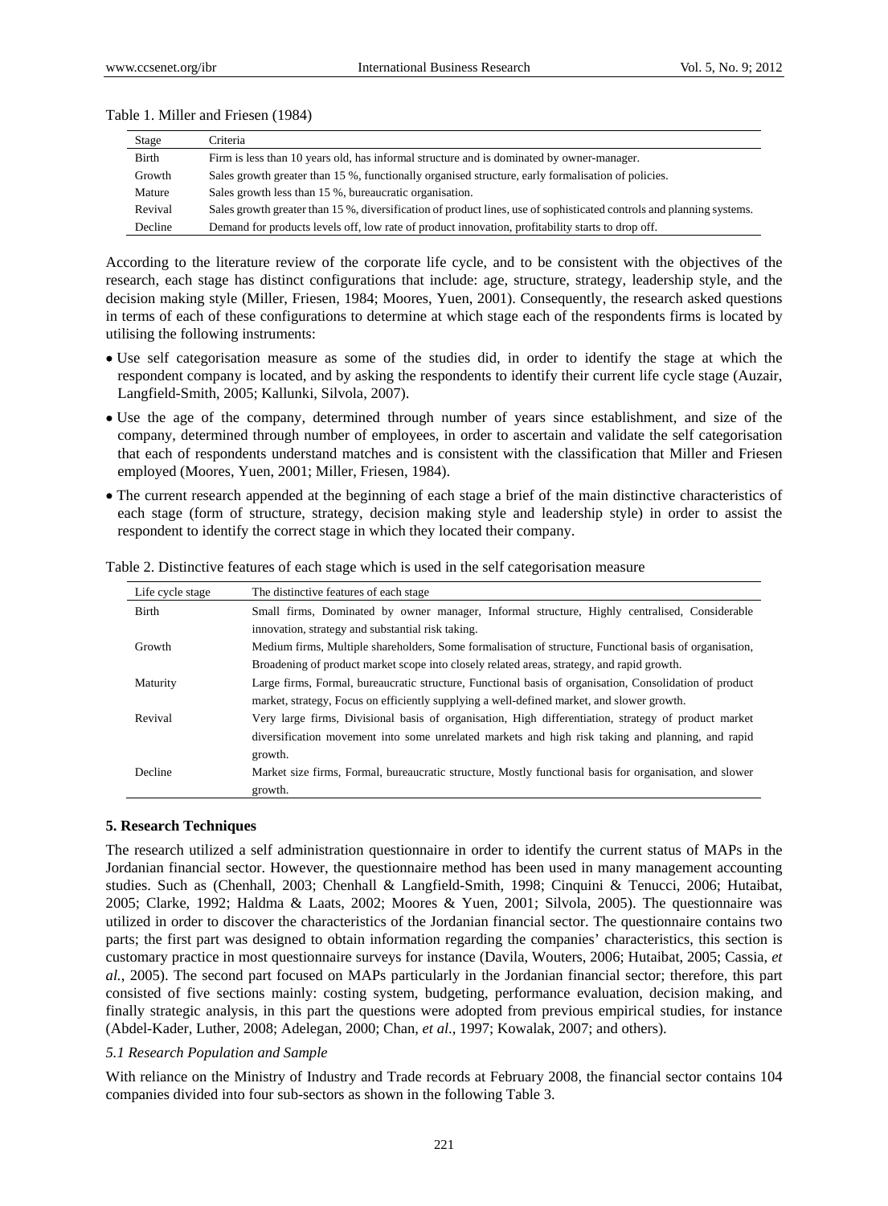Table 1. Miller and Friesen (1984)

| Stage | Criteria |
|---|---|
| Birth | Firm is less than 10 years old, has informal structure and is dominated by owner-manager. |
| Growth | Sales growth greater than 15 %, functionally organised structure, early formalisation of policies. |
| Mature | Sales growth less than 15 %, bureaucratic organisation. |
| Revival | Sales growth greater than 15 %, diversification of product lines, use of sophisticated controls and planning systems. |
| Decline | Demand for products levels off, low rate of product innovation, profitability starts to drop off. |

According to the literature review of the corporate life cycle, and to be consistent with the objectives of the research, each stage has distinct configurations that include: age, structure, strategy, leadership style, and the decision making style (Miller, Friesen, 1984; Moores, Yuen, 2001). Consequently, the research asked questions in terms of each of these configurations to determine at which stage each of the respondents firms is located by utilising the following instruments:

- Use self categorisation measure as some of the studies did, in order to identify the stage at which the respondent company is located, and by asking the respondents to identify their current life cycle stage (Auzair, Langfield-Smith, 2005; Kallunki, Silvola, 2007).
- Use the age of the company, determined through number of years since establishment, and size of the company, determined through number of employees, in order to ascertain and validate the self categorisation that each of respondents understand matches and is consistent with the classification that Miller and Friesen employed (Moores, Yuen, 2001; Miller, Friesen, 1984).
- The current research appended at the beginning of each stage a brief of the main distinctive characteristics of each stage (form of structure, strategy, decision making style and leadership style) in order to assist the respondent to identify the correct stage in which they located their company.

Table 2. Distinctive features of each stage which is used in the self categorisation measure

| Life cycle stage | The distinctive features of each stage |
|---|---|
| Birth | Small firms, Dominated by owner manager, Informal structure, Highly centralised, Considerable innovation, strategy and substantial risk taking. |
| Growth | Medium firms, Multiple shareholders, Some formalisation of structure, Functional basis of organisation, Broadening of product market scope into closely related areas, strategy, and rapid growth. |
| Maturity | Large firms, Formal, bureaucratic structure, Functional basis of organisation, Consolidation of product market, strategy, Focus on efficiently supplying a well-defined market, and slower growth. |
| Revival | Very large firms, Divisional basis of organisation, High differentiation, strategy of product market diversification movement into some unrelated markets and high risk taking and planning, and rapid growth. |
| Decline | Market size firms, Formal, bureaucratic structure, Mostly functional basis for organisation, and slower growth. |

## 5. Research Techniques

The research utilized a self administration questionnaire in order to identify the current status of MAPs in the Jordanian financial sector. However, the questionnaire method has been used in many management accounting studies. Such as (Chenhall, 2003; Chenhall & Langfield-Smith, 1998; Cinquini & Tenucci, 2006; Hutaibat, 2005; Clarke, 1992; Haldma & Laats, 2002; Moores & Yuen, 2001; Silvola, 2005). The questionnaire was utilized in order to discover the characteristics of the Jordanian financial sector. The questionnaire contains two parts; the first part was designed to obtain information regarding the companies' characteristics, this section is customary practice in most questionnaire surveys for instance (Davila, Wouters, 2006; Hutaibat, 2005; Cassia, *et al.*, 2005). The second part focused on MAPs particularly in the Jordanian financial sector; therefore, this part consisted of five sections mainly: costing system, budgeting, performance evaluation, decision making, and finally strategic analysis, in this part the questions were adopted from previous empirical studies, for instance (Abdel-Kader, Luther, 2008; Adelegan, 2000; Chan, *et al.*, 1997; Kowalak, 2007; and others).

### *5.1 Research Population and Sample*

With reliance on the Ministry of Industry and Trade records at February 2008, the financial sector contains 104 companies divided into four sub-sectors as shown in the following Table 3.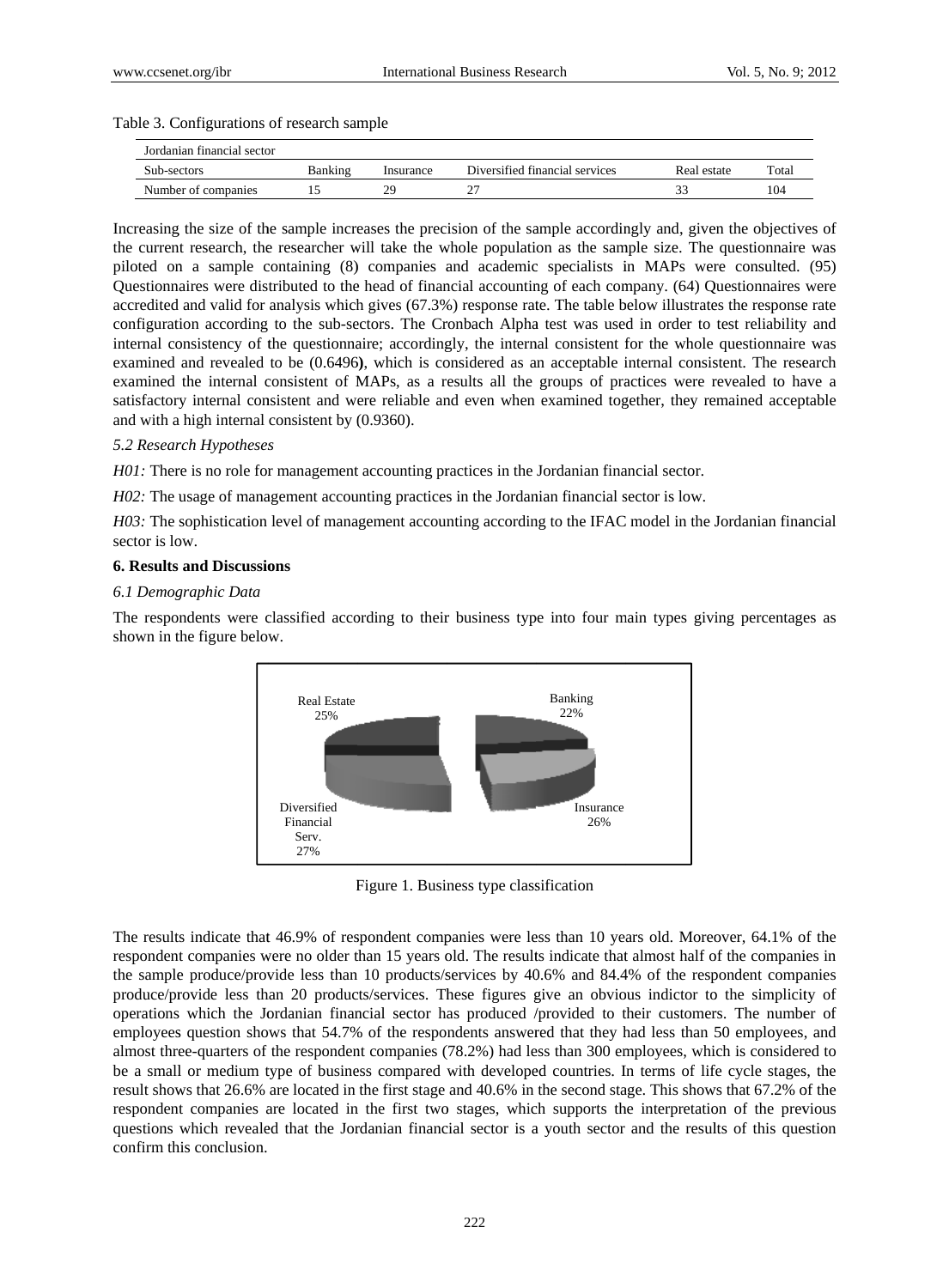Table 3. Configurations of research sample

| Jordanian financial sector | | | | | |
|---|---|---|---|---|---|
| Sub-sectors | Banking | Insurance | Diversified financial services | Real estate | Total |
| Number of companies | 15 | 29 | 27 | 33 | 104 |

Increasing the size of the sample increases the precision of the sample accordingly and, given the objectives of the current research, the researcher will take the whole population as the sample size. The questionnaire was piloted on a sample containing (8) companies and academic specialists in MAPs were consulted. (95) Questionnaires were distributed to the head of financial accounting of each company. (64) Questionnaires were accredited and valid for analysis which gives (67.3%) response rate. The table below illustrates the response rate configuration according to the sub-sectors. The Cronbach Alpha test was used in order to test reliability and internal consistency of the questionnaire; accordingly, the internal consistent for the whole questionnaire was examined and revealed to be (0.6496**)**, which is considered as an acceptable internal consistent. The research examined the internal consistent of MAPs, as a results all the groups of practices were revealed to have a satisfactory internal consistent and were reliable and even when examined together, they remained acceptable and with a high internal consistent by (0.9360).

*5.2 Research Hypotheses*

*H01:* There is no role for management accounting practices in the Jordanian financial sector.

*H02:* The usage of management accounting practices in the Jordanian financial sector is low.

*H03:* The sophistication level of management accounting according to the IFAC model in the Jordanian financial sector is low.

**6. Results and Discussions**

*6.1 Demographic Data*

The respondents were classified according to their business type into four main types giving percentages as shown in the figure below.

Real Estate 25%
Banking 22%
Diversified Financial Serv. 27%
Insurance 26%

Figure 1. Business type classification

The results indicate that 46.9% of respondent companies were less than 10 years old. Moreover, 64.1% of the respondent companies were no older than 15 years old. The results indicate that almost half of the companies in the sample produce/provide less than 10 products/services by 40.6% and 84.4% of the respondent companies produce/provide less than 20 products/services. These figures give an obvious indictor to the simplicity of operations which the Jordanian financial sector has produced /provided to their customers. The number of employees question shows that 54.7% of the respondents answered that they had less than 50 employees, and almost three-quarters of the respondent companies (78.2%) had less than 300 employees, which is considered to be a small or medium type of business compared with developed countries. In terms of life cycle stages, the result shows that 26.6% are located in the first stage and 40.6% in the second stage. This shows that 67.2% of the respondent companies are located in the first two stages, which supports the interpretation of the previous questions which revealed that the Jordanian financial sector is a youth sector and the results of this question confirm this conclusion.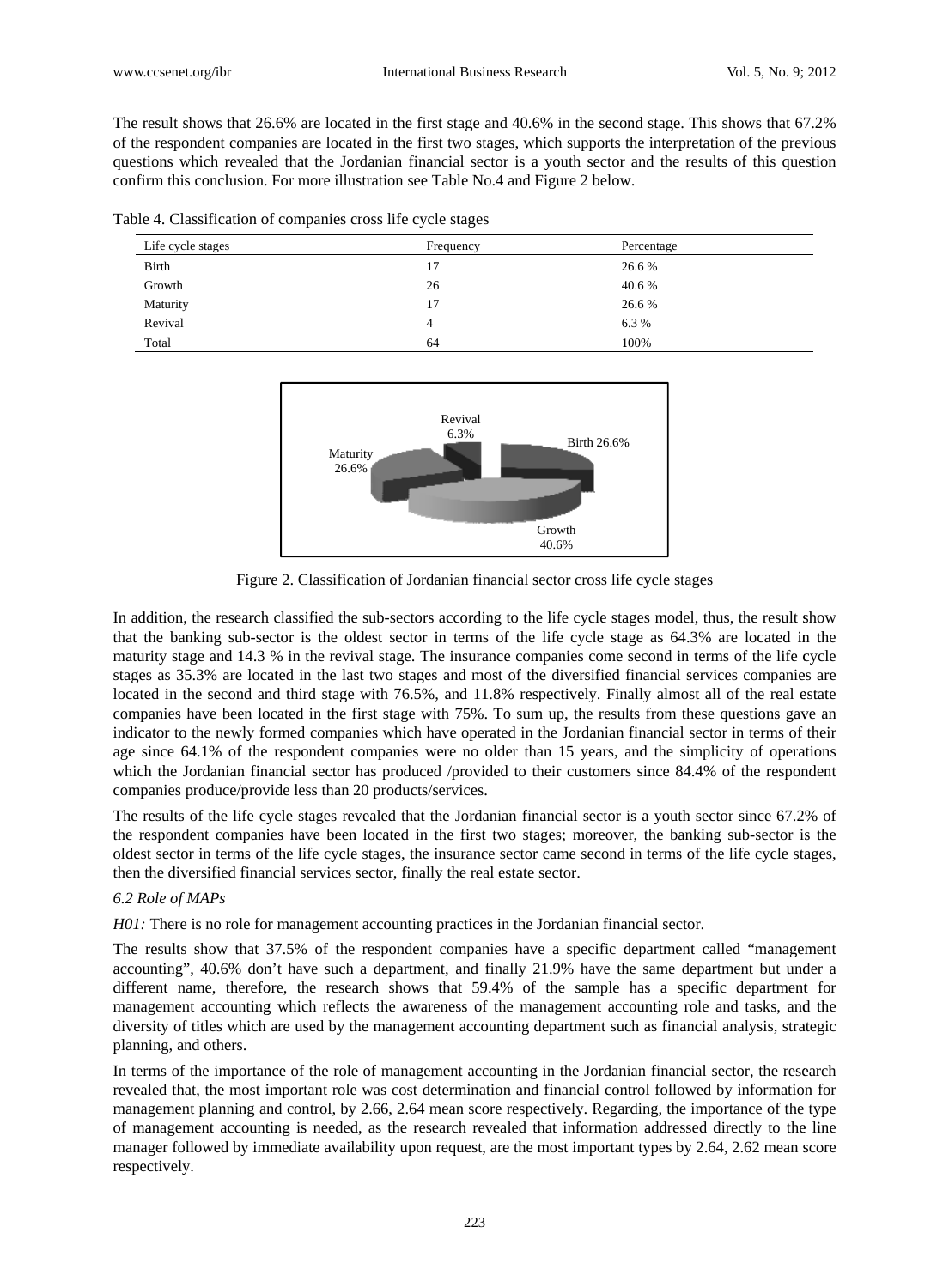The result shows that 26.6% are located in the first stage and 40.6% in the second stage. This shows that 67.2% of the respondent companies are located in the first two stages, which supports the interpretation of the previous questions which revealed that the Jordanian financial sector is a youth sector and the results of this question confirm this conclusion. For more illustration see Table No.4 and Figure 2 below.

Table 4. Classification of companies cross life cycle stages

| Life cycle stages | Frequency | Percentage |
|---|---|---|
| Birth | 17 | 26.6 % |
| Growth | 26 | 40.6 % |
| Maturity | 17 | 26.6 % |
| Revival | 4 | 6.3 % |
| Total | 64 | 100% |

Revival 6.3%, Birth 26.6%, Maturity 26.6%, Growth 40.6%

Figure 2. Classification of Jordanian financial sector cross life cycle stages

In addition, the research classified the sub-sectors according to the life cycle stages model, thus, the result show that the banking sub-sector is the oldest sector in terms of the life cycle stage as 64.3% are located in the maturity stage and 14.3 % in the revival stage. The insurance companies come second in terms of the life cycle stages as 35.3% are located in the last two stages and most of the diversified financial services companies are located in the second and third stage with 76.5%, and 11.8% respectively. Finally almost all of the real estate companies have been located in the first stage with 75%. To sum up, the results from these questions gave an indicator to the newly formed companies which have operated in the Jordanian financial sector in terms of their age since 64.1% of the respondent companies were no older than 15 years, and the simplicity of operations which the Jordanian financial sector has produced /provided to their customers since 84.4% of the respondent companies produce/provide less than 20 products/services.

The results of the life cycle stages revealed that the Jordanian financial sector is a youth sector since 67.2% of the respondent companies have been located in the first two stages; moreover, the banking sub-sector is the oldest sector in terms of the life cycle stages, the insurance sector came second in terms of the life cycle stages, then the diversified financial services sector, finally the real estate sector.

### *6.2 Role of MAPs*

*H01:* There is no role for management accounting practices in the Jordanian financial sector.

The results show that 37.5% of the respondent companies have a specific department called "management accounting", 40.6% don't have such a department, and finally 21.9% have the same department but under a different name, therefore, the research shows that 59.4% of the sample has a specific department for management accounting which reflects the awareness of the management accounting role and tasks, and the diversity of titles which are used by the management accounting department such as financial analysis, strategic planning, and others.

In terms of the importance of the role of management accounting in the Jordanian financial sector, the research revealed that, the most important role was cost determination and financial control followed by information for management planning and control, by 2.66, 2.64 mean score respectively. Regarding, the importance of the type of management accounting is needed, as the research revealed that information addressed directly to the line manager followed by immediate availability upon request, are the most important types by 2.64, 2.62 mean score respectively.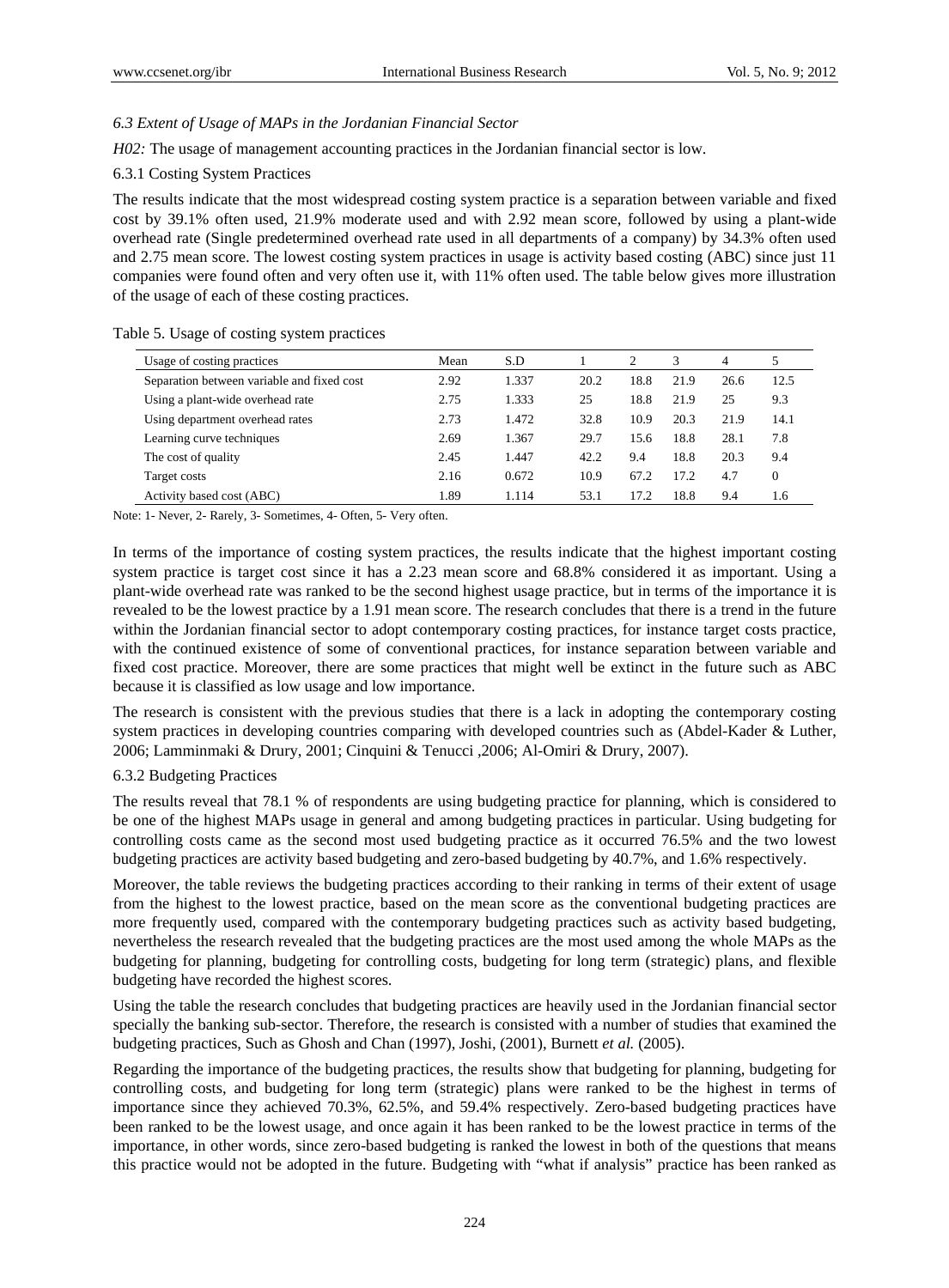### *6.3 Extent of Usage of MAPs in the Jordanian Financial Sector*

*H02:* The usage of management accounting practices in the Jordanian financial sector is low.

#### 6.3.1 Costing System Practices

The results indicate that the most widespread costing system practice is a separation between variable and fixed cost by 39.1% often used, 21.9% moderate used and with 2.92 mean score, followed by using a plant-wide overhead rate (Single predetermined overhead rate used in all departments of a company) by 34.3% often used and 2.75 mean score. The lowest costing system practices in usage is activity based costing (ABC) since just 11 companies were found often and very often use it, with 11% often used. The table below gives more illustration of the usage of each of these costing practices.

Table 5. Usage of costing system practices

| Usage of costing practices | Mean | S.D | 1 | 2 | 3 | 4 | 5 |
|---|---|---|---|---|---|---|---|
| Separation between variable and fixed cost | 2.92 | 1.337 | 20.2 | 18.8 | 21.9 | 26.6 | 12.5 |
| Using a plant-wide overhead rate | 2.75 | 1.333 | 25 | 18.8 | 21.9 | 25 | 9.3 |
| Using department overhead rates | 2.73 | 1.472 | 32.8 | 10.9 | 20.3 | 21.9 | 14.1 |
| Learning curve techniques | 2.69 | 1.367 | 29.7 | 15.6 | 18.8 | 28.1 | 7.8 |
| The cost of quality | 2.45 | 1.447 | 42.2 | 9.4 | 18.8 | 20.3 | 9.4 |
| Target costs | 2.16 | 0.672 | 10.9 | 67.2 | 17.2 | 4.7 | 0 |
| Activity based cost (ABC) | 1.89 | 1.114 | 53.1 | 17.2 | 18.8 | 9.4 | 1.6 |

Note: 1- Never, 2- Rarely, 3- Sometimes, 4- Often, 5- Very often.

In terms of the importance of costing system practices, the results indicate that the highest important costing system practice is target cost since it has a 2.23 mean score and 68.8% considered it as important. Using a plant-wide overhead rate was ranked to be the second highest usage practice, but in terms of the importance it is revealed to be the lowest practice by a 1.91 mean score. The research concludes that there is a trend in the future within the Jordanian financial sector to adopt contemporary costing practices, for instance target costs practice, with the continued existence of some of conventional practices, for instance separation between variable and fixed cost practice. Moreover, there are some practices that might well be extinct in the future such as ABC because it is classified as low usage and low importance.

The research is consistent with the previous studies that there is a lack in adopting the contemporary costing system practices in developing countries comparing with developed countries such as (Abdel-Kader & Luther, 2006; Lamminmaki & Drury, 2001; Cinquini & Tenucci ,2006; Al-Omiri & Drury, 2007).

#### 6.3.2 Budgeting Practices

The results reveal that 78.1 % of respondents are using budgeting practice for planning, which is considered to be one of the highest MAPs usage in general and among budgeting practices in particular. Using budgeting for controlling costs came as the second most used budgeting practice as it occurred 76.5% and the two lowest budgeting practices are activity based budgeting and zero-based budgeting by 40.7%, and 1.6% respectively.

Moreover, the table reviews the budgeting practices according to their ranking in terms of their extent of usage from the highest to the lowest practice, based on the mean score as the conventional budgeting practices are more frequently used, compared with the contemporary budgeting practices such as activity based budgeting, nevertheless the research revealed that the budgeting practices are the most used among the whole MAPs as the budgeting for planning, budgeting for controlling costs, budgeting for long term (strategic) plans, and flexible budgeting have recorded the highest scores.

Using the table the research concludes that budgeting practices are heavily used in the Jordanian financial sector specially the banking sub-sector. Therefore, the research is consisted with a number of studies that examined the budgeting practices, Such as Ghosh and Chan (1997), Joshi, (2001), Burnett *et al.* (2005).

Regarding the importance of the budgeting practices, the results show that budgeting for planning, budgeting for controlling costs, and budgeting for long term (strategic) plans were ranked to be the highest in terms of importance since they achieved 70.3%, 62.5%, and 59.4% respectively. Zero-based budgeting practices have been ranked to be the lowest usage, and once again it has been ranked to be the lowest practice in terms of the importance, in other words, since zero-based budgeting is ranked the lowest in both of the questions that means this practice would not be adopted in the future. Budgeting with "what if analysis" practice has been ranked as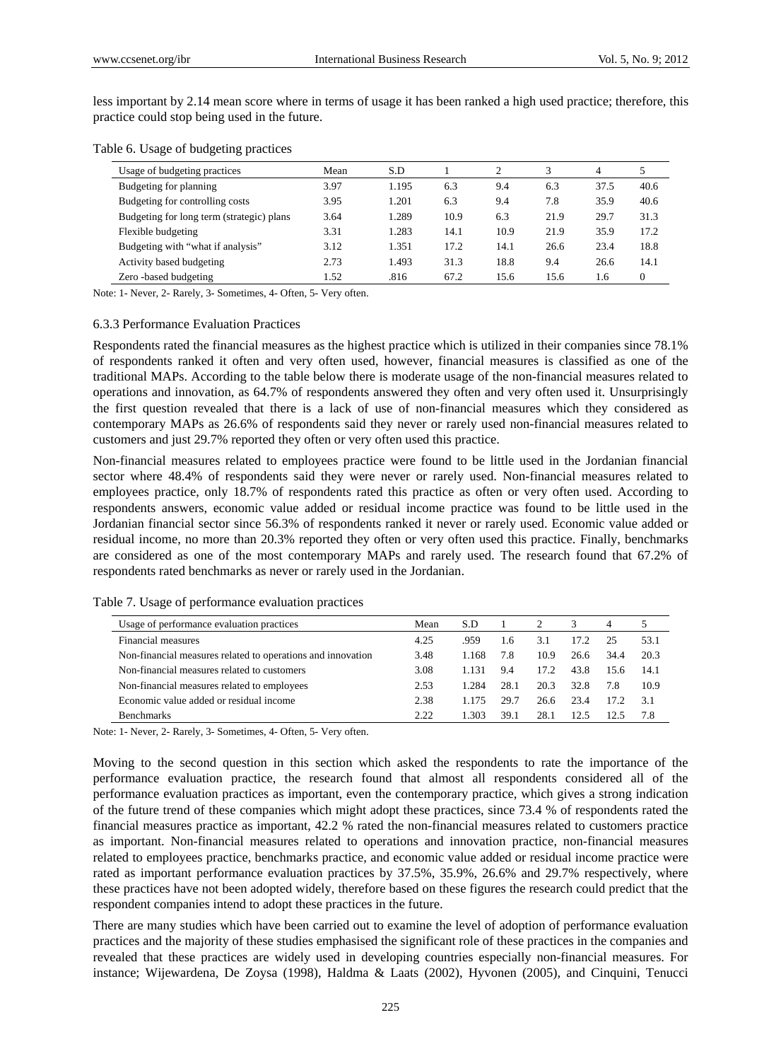less important by 2.14 mean score where in terms of usage it has been ranked a high used practice; therefore, this practice could stop being used in the future.

Table 6. Usage of budgeting practices

| Usage of budgeting practices | Mean | S.D | 1 | 2 | 3 | 4 | 5 |
|---|---|---|---|---|---|---|---|
| Budgeting for planning | 3.97 | 1.195 | 6.3 | 9.4 | 6.3 | 37.5 | 40.6 |
| Budgeting for controlling costs | 3.95 | 1.201 | 6.3 | 9.4 | 7.8 | 35.9 | 40.6 |
| Budgeting for long term (strategic) plans | 3.64 | 1.289 | 10.9 | 6.3 | 21.9 | 29.7 | 31.3 |
| Flexible budgeting | 3.31 | 1.283 | 14.1 | 10.9 | 21.9 | 35.9 | 17.2 |
| Budgeting with "what if analysis" | 3.12 | 1.351 | 17.2 | 14.1 | 26.6 | 23.4 | 18.8 |
| Activity based budgeting | 2.73 | 1.493 | 31.3 | 18.8 | 9.4 | 26.6 | 14.1 |
| Zero -based budgeting | 1.52 | .816 | 67.2 | 15.6 | 15.6 | 1.6 | 0 |

Note: 1- Never, 2- Rarely, 3- Sometimes, 4- Often, 5- Very often.

### 6.3.3 Performance Evaluation Practices

Respondents rated the financial measures as the highest practice which is utilized in their companies since 78.1% of respondents ranked it often and very often used, however, financial measures is classified as one of the traditional MAPs. According to the table below there is moderate usage of the non-financial measures related to operations and innovation, as 64.7% of respondents answered they often and very often used it. Unsurprisingly the first question revealed that there is a lack of use of non-financial measures which they considered as contemporary MAPs as 26.6% of respondents said they never or rarely used non-financial measures related to customers and just 29.7% reported they often or very often used this practice.

Non-financial measures related to employees practice were found to be little used in the Jordanian financial sector where 48.4% of respondents said they were never or rarely used. Non-financial measures related to employees practice, only 18.7% of respondents rated this practice as often or very often used. According to respondents answers, economic value added or residual income practice was found to be little used in the Jordanian financial sector since 56.3% of respondents ranked it never or rarely used. Economic value added or residual income, no more than 20.3% reported they often or very often used this practice. Finally, benchmarks are considered as one of the most contemporary MAPs and rarely used. The research found that 67.2% of respondents rated benchmarks as never or rarely used in the Jordanian.

Table 7. Usage of performance evaluation practices

| Usage of performance evaluation practices | Mean | S.D | 1 | 2 | 3 | 4 | 5 |
|---|---|---|---|---|---|---|---|
| Financial measures | 4.25 | .959 | 1.6 | 3.1 | 17.2 | 25 | 53.1 |
| Non-financial measures related to operations and innovation | 3.48 | 1.168 | 7.8 | 10.9 | 26.6 | 34.4 | 20.3 |
| Non-financial measures related to customers | 3.08 | 1.131 | 9.4 | 17.2 | 43.8 | 15.6 | 14.1 |
| Non-financial measures related to employees | 2.53 | 1.284 | 28.1 | 20.3 | 32.8 | 7.8 | 10.9 |
| Economic value added or residual income | 2.38 | 1.175 | 29.7 | 26.6 | 23.4 | 17.2 | 3.1 |
| Benchmarks | 2.22 | 1.303 | 39.1 | 28.1 | 12.5 | 12.5 | 7.8 |

Note: 1- Never, 2- Rarely, 3- Sometimes, 4- Often, 5- Very often.

Moving to the second question in this section which asked the respondents to rate the importance of the performance evaluation practice, the research found that almost all respondents considered all of the performance evaluation practices as important, even the contemporary practice, which gives a strong indication of the future trend of these companies which might adopt these practices, since 73.4 % of respondents rated the financial measures practice as important, 42.2 % rated the non-financial measures related to customers practice as important. Non-financial measures related to operations and innovation practice, non-financial measures related to employees practice, benchmarks practice, and economic value added or residual income practice were rated as important performance evaluation practices by 37.5%, 35.9%, 26.6% and 29.7% respectively, where these practices have not been adopted widely, therefore based on these figures the research could predict that the respondent companies intend to adopt these practices in the future.

There are many studies which have been carried out to examine the level of adoption of performance evaluation practices and the majority of these studies emphasised the significant role of these practices in the companies and revealed that these practices are widely used in developing countries especially non-financial measures. For instance; Wijewardena, De Zoysa (1998), Haldma & Laats (2002), Hyvonen (2005), and Cinquini, Tenucci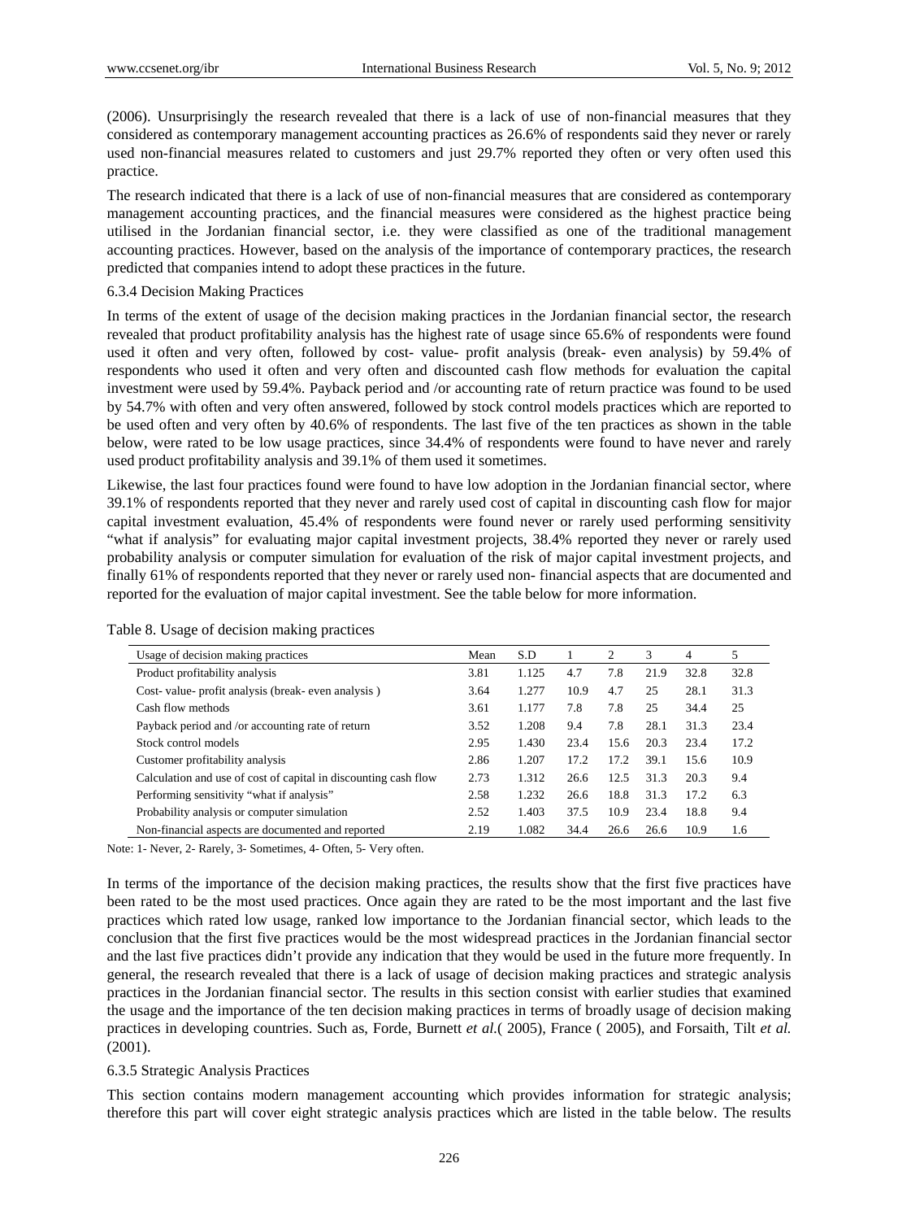(2006). Unsurprisingly the research revealed that there is a lack of use of non-financial measures that they considered as contemporary management accounting practices as 26.6% of respondents said they never or rarely used non-financial measures related to customers and just 29.7% reported they often or very often used this practice.

The research indicated that there is a lack of use of non-financial measures that are considered as contemporary management accounting practices, and the financial measures were considered as the highest practice being utilised in the Jordanian financial sector, i.e. they were classified as one of the traditional management accounting practices. However, based on the analysis of the importance of contemporary practices, the research predicted that companies intend to adopt these practices in the future.

### 6.3.4 Decision Making Practices

In terms of the extent of usage of the decision making practices in the Jordanian financial sector, the research revealed that product profitability analysis has the highest rate of usage since 65.6% of respondents were found used it often and very often, followed by cost- value- profit analysis (break- even analysis) by 59.4% of respondents who used it often and very often and discounted cash flow methods for evaluation the capital investment were used by 59.4%. Payback period and /or accounting rate of return practice was found to be used by 54.7% with often and very often answered, followed by stock control models practices which are reported to be used often and very often by 40.6% of respondents. The last five of the ten practices as shown in the table below, were rated to be low usage practices, since 34.4% of respondents were found to have never and rarely used product profitability analysis and 39.1% of them used it sometimes.

Likewise, the last four practices found were found to have low adoption in the Jordanian financial sector, where 39.1% of respondents reported that they never and rarely used cost of capital in discounting cash flow for major capital investment evaluation, 45.4% of respondents were found never or rarely used performing sensitivity "what if analysis" for evaluating major capital investment projects, 38.4% reported they never or rarely used probability analysis or computer simulation for evaluation of the risk of major capital investment projects, and finally 61% of respondents reported that they never or rarely used non- financial aspects that are documented and reported for the evaluation of major capital investment. See the table below for more information.

Table 8. Usage of decision making practices

| Usage of decision making practices | Mean | S.D | 1 | 2 | 3 | 4 | 5 |
|---|---|---|---|---|---|---|---|
| Product profitability analysis | 3.81 | 1.125 | 4.7 | 7.8 | 21.9 | 32.8 | 32.8 |
| Cost- value- profit analysis (break- even analysis ) | 3.64 | 1.277 | 10.9 | 4.7 | 25 | 28.1 | 31.3 |
| Cash flow methods | 3.61 | 1.177 | 7.8 | 7.8 | 25 | 34.4 | 25 |
| Payback period and /or accounting rate of return | 3.52 | 1.208 | 9.4 | 7.8 | 28.1 | 31.3 | 23.4 |
| Stock control models | 2.95 | 1.430 | 23.4 | 15.6 | 20.3 | 23.4 | 17.2 |
| Customer profitability analysis | 2.86 | 1.207 | 17.2 | 17.2 | 39.1 | 15.6 | 10.9 |
| Calculation and use of cost of capital in discounting cash flow | 2.73 | 1.312 | 26.6 | 12.5 | 31.3 | 20.3 | 9.4 |
| Performing sensitivity "what if analysis" | 2.58 | 1.232 | 26.6 | 18.8 | 31.3 | 17.2 | 6.3 |
| Probability analysis or computer simulation | 2.52 | 1.403 | 37.5 | 10.9 | 23.4 | 18.8 | 9.4 |
| Non-financial aspects are documented and reported | 2.19 | 1.082 | 34.4 | 26.6 | 26.6 | 10.9 | 1.6 |

Note: 1- Never, 2- Rarely, 3- Sometimes, 4- Often, 5- Very often.

In terms of the importance of the decision making practices, the results show that the first five practices have been rated to be the most used practices. Once again they are rated to be the most important and the last five practices which rated low usage, ranked low importance to the Jordanian financial sector, which leads to the conclusion that the first five practices would be the most widespread practices in the Jordanian financial sector and the last five practices didn't provide any indication that they would be used in the future more frequently. In general, the research revealed that there is a lack of usage of decision making practices and strategic analysis practices in the Jordanian financial sector. The results in this section consist with earlier studies that examined the usage and the importance of the ten decision making practices in terms of broadly usage of decision making practices in developing countries. Such as, Forde, Burnett *et al.*( 2005), France ( 2005), and Forsaith, Tilt *et al.* (2001).

### 6.3.5 Strategic Analysis Practices

This section contains modern management accounting which provides information for strategic analysis; therefore this part will cover eight strategic analysis practices which are listed in the table below. The results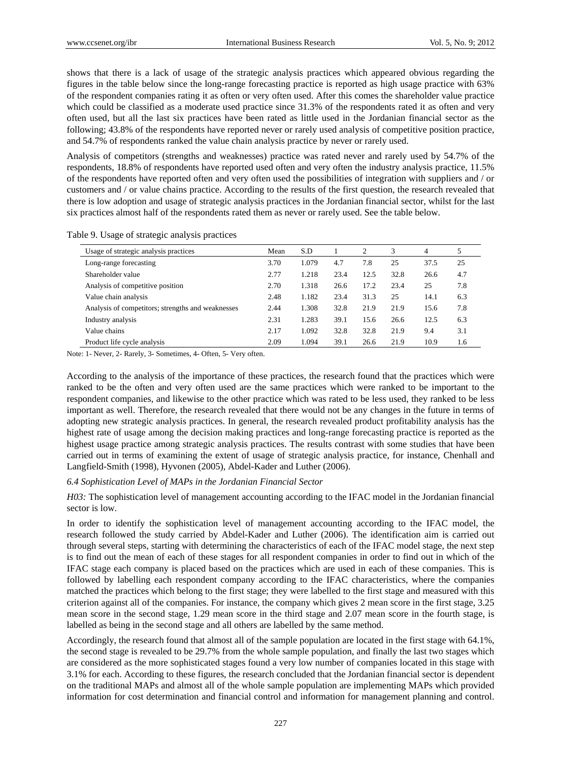shows that there is a lack of usage of the strategic analysis practices which appeared obvious regarding the figures in the table below since the long-range forecasting practice is reported as high usage practice with 63% of the respondent companies rating it as often or very often used. After this comes the shareholder value practice which could be classified as a moderate used practice since 31.3% of the respondents rated it as often and very often used, but all the last six practices have been rated as little used in the Jordanian financial sector as the following; 43.8% of the respondents have reported never or rarely used analysis of competitive position practice, and 54.7% of respondents ranked the value chain analysis practice by never or rarely used.

Analysis of competitors (strengths and weaknesses) practice was rated never and rarely used by 54.7% of the respondents, 18.8% of respondents have reported used often and very often the industry analysis practice, 11.5% of the respondents have reported often and very often used the possibilities of integration with suppliers and / or customers and / or value chains practice. According to the results of the first question, the research revealed that there is low adoption and usage of strategic analysis practices in the Jordanian financial sector, whilst for the last six practices almost half of the respondents rated them as never or rarely used. See the table below.

Table 9. Usage of strategic analysis practices

| Usage of strategic analysis practices | Mean | S.D | 1 | 2 | 3 | 4 | 5 |
|---|---|---|---|---|---|---|---|
| Long-range forecasting | 3.70 | 1.079 | 4.7 | 7.8 | 25 | 37.5 | 25 |
| Shareholder value | 2.77 | 1.218 | 23.4 | 12.5 | 32.8 | 26.6 | 4.7 |
| Analysis of competitive position | 2.70 | 1.318 | 26.6 | 17.2 | 23.4 | 25 | 7.8 |
| Value chain analysis | 2.48 | 1.182 | 23.4 | 31.3 | 25 | 14.1 | 6.3 |
| Analysis of competitors; strengths and weaknesses | 2.44 | 1.308 | 32.8 | 21.9 | 21.9 | 15.6 | 7.8 |
| Industry analysis | 2.31 | 1.283 | 39.1 | 15.6 | 26.6 | 12.5 | 6.3 |
| Value chains | 2.17 | 1.092 | 32.8 | 32.8 | 21.9 | 9.4 | 3.1 |
| Product life cycle analysis | 2.09 | 1.094 | 39.1 | 26.6 | 21.9 | 10.9 | 1.6 |

Note: 1- Never, 2- Rarely, 3- Sometimes, 4- Often, 5- Very often.

According to the analysis of the importance of these practices, the research found that the practices which were ranked to be the often and very often used are the same practices which were ranked to be important to the respondent companies, and likewise to the other practice which was rated to be less used, they ranked to be less important as well. Therefore, the research revealed that there would not be any changes in the future in terms of adopting new strategic analysis practices. In general, the research revealed product profitability analysis has the highest rate of usage among the decision making practices and long-range forecasting practice is reported as the highest usage practice among strategic analysis practices. The results contrast with some studies that have been carried out in terms of examining the extent of usage of strategic analysis practice, for instance, Chenhall and Langfield-Smith (1998), Hyvonen (2005), Abdel-Kader and Luther (2006).

### *6.4 Sophistication Level of MAPs in the Jordanian Financial Sector*

*H03:* The sophistication level of management accounting according to the IFAC model in the Jordanian financial sector is low.

In order to identify the sophistication level of management accounting according to the IFAC model, the research followed the study carried by Abdel-Kader and Luther (2006). The identification aim is carried out through several steps, starting with determining the characteristics of each of the IFAC model stage, the next step is to find out the mean of each of these stages for all respondent companies in order to find out in which of the IFAC stage each company is placed based on the practices which are used in each of these companies. This is followed by labelling each respondent company according to the IFAC characteristics, where the companies matched the practices which belong to the first stage; they were labelled to the first stage and measured with this criterion against all of the companies. For instance, the company which gives 2 mean score in the first stage, 3.25 mean score in the second stage, 1.29 mean score in the third stage and 2.07 mean score in the fourth stage, is labelled as being in the second stage and all others are labelled by the same method.

Accordingly, the research found that almost all of the sample population are located in the first stage with 64.1%, the second stage is revealed to be 29.7% from the whole sample population, and finally the last two stages which are considered as the more sophisticated stages found a very low number of companies located in this stage with 3.1% for each. According to these figures, the research concluded that the Jordanian financial sector is dependent on the traditional MAPs and almost all of the whole sample population are implementing MAPs which provided information for cost determination and financial control and information for management planning and control.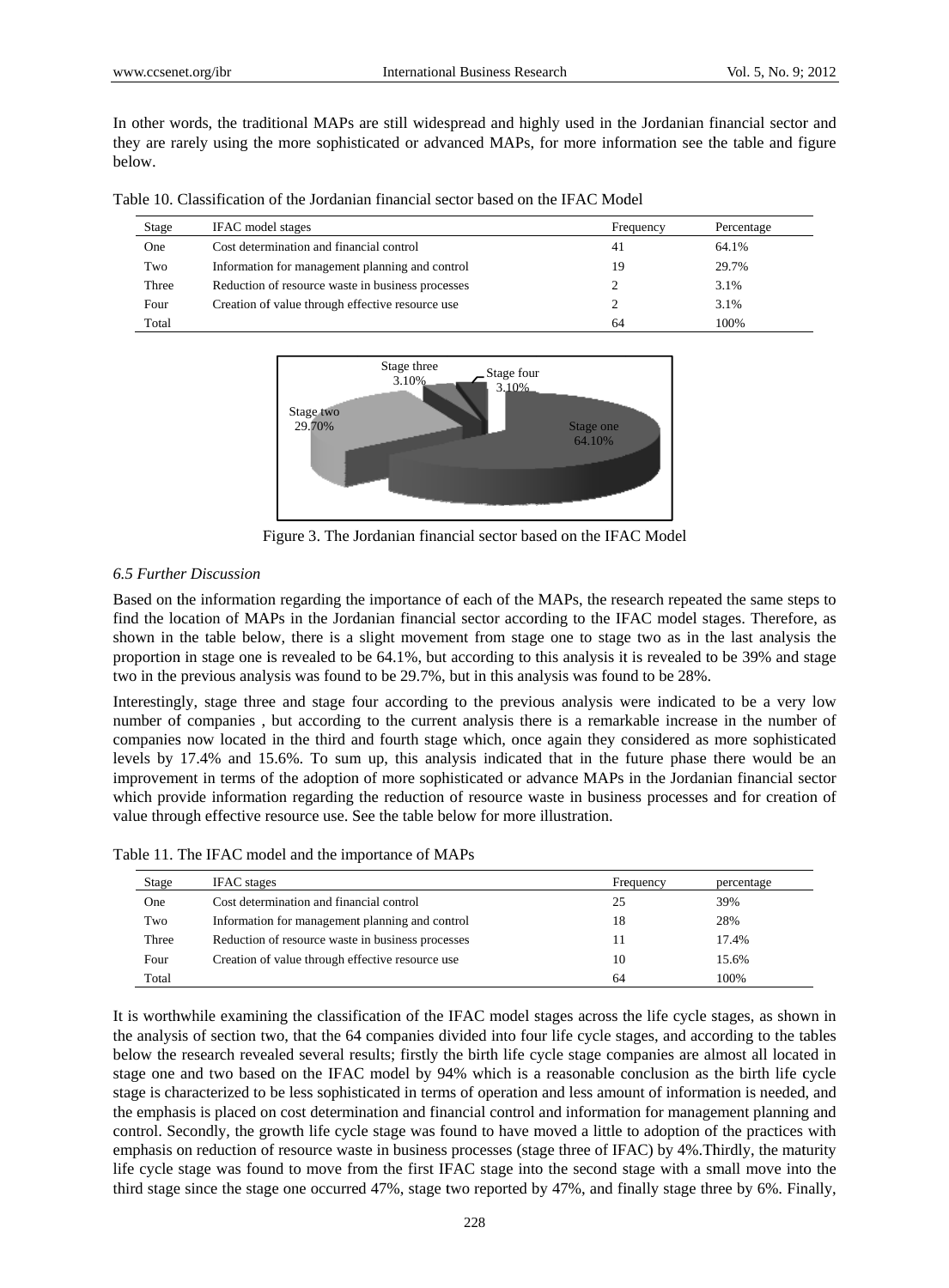In other words, the traditional MAPs are still widespread and highly used in the Jordanian financial sector and they are rarely using the more sophisticated or advanced MAPs, for more information see the table and figure below.

Table 10. Classification of the Jordanian financial sector based on the IFAC Model

| Stage | IFAC model stages | Frequency | Percentage |
|---|---|---|---|
| One | Cost determination and financial control | 41 | 64.1% |
| Two | Information for management planning and control | 19 | 29.7% |
| Three | Reduction of resource waste in business processes | 2 | 3.1% |
| Four | Creation of value through effective resource use | 2 | 3.1% |
| Total | | 64 | 100% |

Figure 3. The Jordanian financial sector based on the IFAC Model

### *6.5 Further Discussion*

Based on the information regarding the importance of each of the MAPs, the research repeated the same steps to find the location of MAPs in the Jordanian financial sector according to the IFAC model stages. Therefore, as shown in the table below, there is a slight movement from stage one to stage two as in the last analysis the proportion in stage one is revealed to be 64.1%, but according to this analysis it is revealed to be 39% and stage two in the previous analysis was found to be 29.7%, but in this analysis was found to be 28%.

Interestingly, stage three and stage four according to the previous analysis were indicated to be a very low number of companies , but according to the current analysis there is a remarkable increase in the number of companies now located in the third and fourth stage which, once again they considered as more sophisticated levels by 17.4% and 15.6%. To sum up, this analysis indicated that in the future phase there would be an improvement in terms of the adoption of more sophisticated or advance MAPs in the Jordanian financial sector which provide information regarding the reduction of resource waste in business processes and for creation of value through effective resource use. See the table below for more illustration.

Table 11. The IFAC model and the importance of MAPs

| Stage | IFAC stages | Frequency | percentage |
|---|---|---|---|
| One | Cost determination and financial control | 25 | 39% |
| Two | Information for management planning and control | 18 | 28% |
| Three | Reduction of resource waste in business processes | 11 | 17.4% |
| Four | Creation of value through effective resource use | 10 | 15.6% |
| Total | | 64 | 100% |

It is worthwhile examining the classification of the IFAC model stages across the life cycle stages, as shown in the analysis of section two, that the 64 companies divided into four life cycle stages, and according to the tables below the research revealed several results; firstly the birth life cycle stage companies are almost all located in stage one and two based on the IFAC model by 94% which is a reasonable conclusion as the birth life cycle stage is characterized to be less sophisticated in terms of operation and less amount of information is needed, and the emphasis is placed on cost determination and financial control and information for management planning and control. Secondly, the growth life cycle stage was found to have moved a little to adoption of the practices with emphasis on reduction of resource waste in business processes (stage three of IFAC) by 4%.Thirdly, the maturity life cycle stage was found to move from the first IFAC stage into the second stage with a small move into the third stage since the stage one occurred 47%, stage two reported by 47%, and finally stage three by 6%. Finally,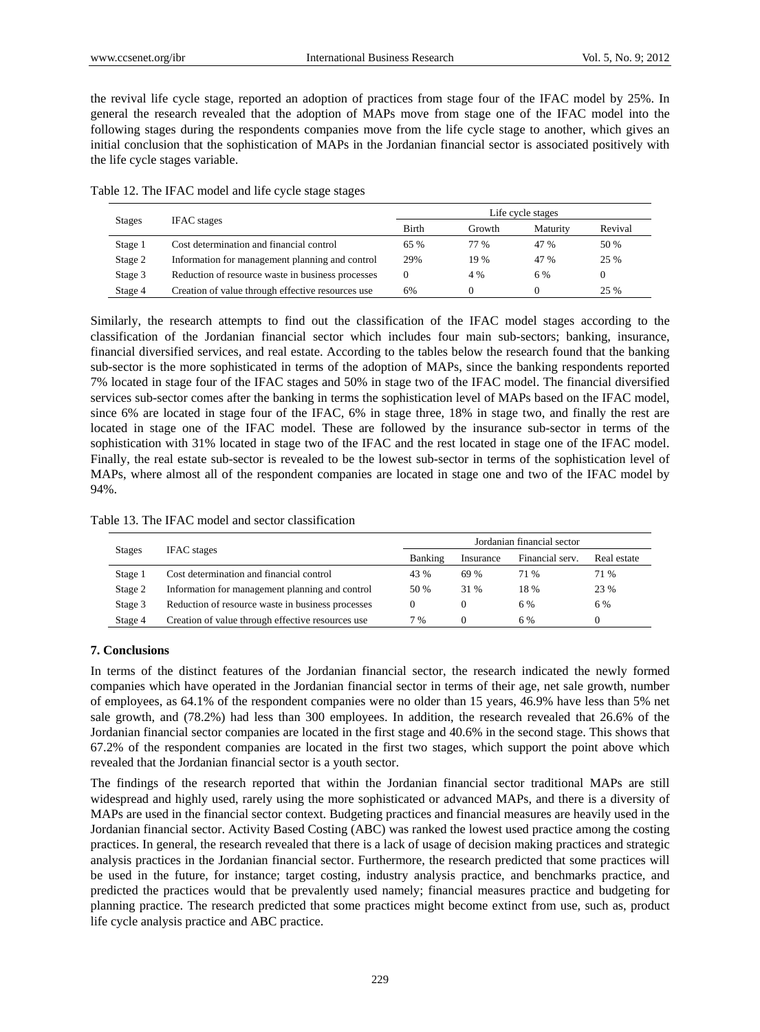the revival life cycle stage, reported an adoption of practices from stage four of the IFAC model by 25%. In general the research revealed that the adoption of MAPs move from stage one of the IFAC model into the following stages during the respondents companies move from the life cycle stage to another, which gives an initial conclusion that the sophistication of MAPs in the Jordanian financial sector is associated positively with the life cycle stages variable.

Table 12. The IFAC model and life cycle stage stages

| Stages | IFAC stages | Life cycle stages | | | |
|---|---|---|---|---|---|
| | | Birth | Growth | Maturity | Revival |
| Stage 1 | Cost determination and financial control | 65 % | 77 % | 47 % | 50 % |
| Stage 2 | Information for management planning and control | 29% | 19 % | 47 % | 25 % |
| Stage 3 | Reduction of resource waste in business processes | 0 | 4 % | 6 % | 0 |
| Stage 4 | Creation of value through effective resources use | 6% | 0 | 0 | 25 % |

Similarly, the research attempts to find out the classification of the IFAC model stages according to the classification of the Jordanian financial sector which includes four main sub-sectors; banking, insurance, financial diversified services, and real estate. According to the tables below the research found that the banking sub-sector is the more sophisticated in terms of the adoption of MAPs, since the banking respondents reported 7% located in stage four of the IFAC stages and 50% in stage two of the IFAC model. The financial diversified services sub-sector comes after the banking in terms the sophistication level of MAPs based on the IFAC model, since 6% are located in stage four of the IFAC, 6% in stage three, 18% in stage two, and finally the rest are located in stage one of the IFAC model. These are followed by the insurance sub-sector in terms of the sophistication with 31% located in stage two of the IFAC and the rest located in stage one of the IFAC model. Finally, the real estate sub-sector is revealed to be the lowest sub-sector in terms of the sophistication level of MAPs, where almost all of the respondent companies are located in stage one and two of the IFAC model by 94%.

Table 13. The IFAC model and sector classification

| Stages | IFAC stages | Jordanian financial sector | | | |
|---|---|---|---|---|---|
| | | Banking | Insurance | Financial serv. | Real estate |
| Stage 1 | Cost determination and financial control | 43 % | 69 % | 71 % | 71 % |
| Stage 2 | Information for management planning and control | 50 % | 31 % | 18 % | 23 % |
| Stage 3 | Reduction of resource waste in business processes | 0 | 0 | 6 % | 6 % |
| Stage 4 | Creation of value through effective resources use | 7 % | 0 | 6 % | 0 |

## 7. Conclusions

In terms of the distinct features of the Jordanian financial sector, the research indicated the newly formed companies which have operated in the Jordanian financial sector in terms of their age, net sale growth, number of employees, as 64.1% of the respondent companies were no older than 15 years, 46.9% have less than 5% net sale growth, and (78.2%) had less than 300 employees. In addition, the research revealed that 26.6% of the Jordanian financial sector companies are located in the first stage and 40.6% in the second stage. This shows that 67.2% of the respondent companies are located in the first two stages, which support the point above which revealed that the Jordanian financial sector is a youth sector.

The findings of the research reported that within the Jordanian financial sector traditional MAPs are still widespread and highly used, rarely using the more sophisticated or advanced MAPs, and there is a diversity of MAPs are used in the financial sector context. Budgeting practices and financial measures are heavily used in the Jordanian financial sector. Activity Based Costing (ABC) was ranked the lowest used practice among the costing practices. In general, the research revealed that there is a lack of usage of decision making practices and strategic analysis practices in the Jordanian financial sector. Furthermore, the research predicted that some practices will be used in the future, for instance; target costing, industry analysis practice, and benchmarks practice, and predicted the practices would that be prevalently used namely; financial measures practice and budgeting for planning practice. The research predicted that some practices might become extinct from use, such as, product life cycle analysis practice and ABC practice.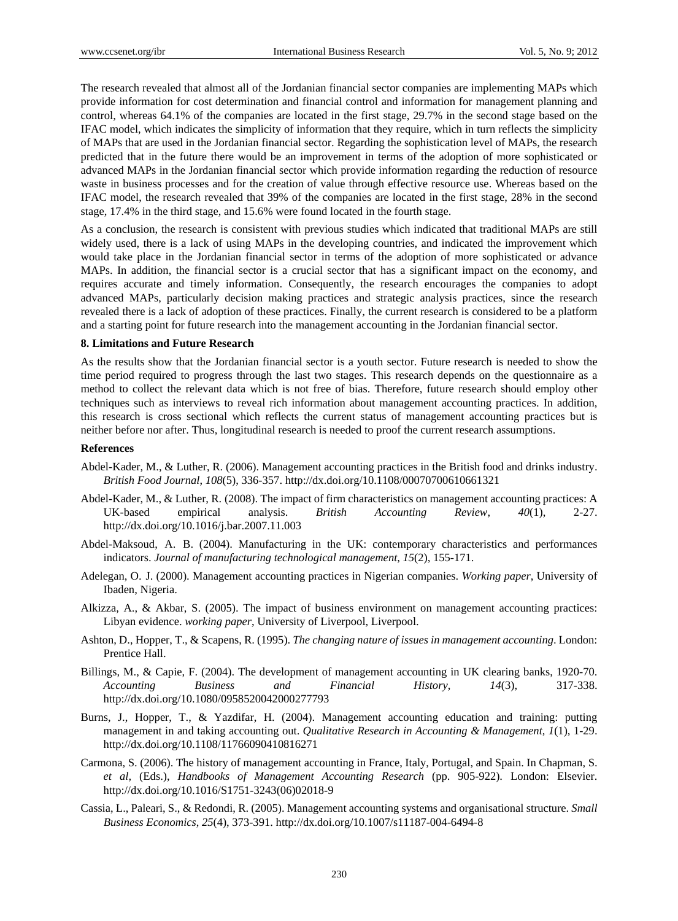The research revealed that almost all of the Jordanian financial sector companies are implementing MAPs which provide information for cost determination and financial control and information for management planning and control, whereas 64.1% of the companies are located in the first stage, 29.7% in the second stage based on the IFAC model, which indicates the simplicity of information that they require, which in turn reflects the simplicity of MAPs that are used in the Jordanian financial sector. Regarding the sophistication level of MAPs, the research predicted that in the future there would be an improvement in terms of the adoption of more sophisticated or advanced MAPs in the Jordanian financial sector which provide information regarding the reduction of resource waste in business processes and for the creation of value through effective resource use. Whereas based on the IFAC model, the research revealed that 39% of the companies are located in the first stage, 28% in the second stage, 17.4% in the third stage, and 15.6% were found located in the fourth stage.

As a conclusion, the research is consistent with previous studies which indicated that traditional MAPs are still widely used, there is a lack of using MAPs in the developing countries, and indicated the improvement which would take place in the Jordanian financial sector in terms of the adoption of more sophisticated or advance MAPs. In addition, the financial sector is a crucial sector that has a significant impact on the economy, and requires accurate and timely information. Consequently, the research encourages the companies to adopt advanced MAPs, particularly decision making practices and strategic analysis practices, since the research revealed there is a lack of adoption of these practices. Finally, the current research is considered to be a platform and a starting point for future research into the management accounting in the Jordanian financial sector.

## 8. Limitations and Future Research

As the results show that the Jordanian financial sector is a youth sector. Future research is needed to show the time period required to progress through the last two stages. This research depends on the questionnaire as a method to collect the relevant data which is not free of bias. Therefore, future research should employ other techniques such as interviews to reveal rich information about management accounting practices. In addition, this research is cross sectional which reflects the current status of management accounting practices but is neither before nor after. Thus, longitudinal research is needed to proof the current research assumptions.

## References

Abdel-Kader, M., & Luther, R. (2006). Management accounting practices in the British food and drinks industry. *British Food Journal*, *108*(5), 336-357. http://dx.doi.org/10.1108/00070700610661321

Abdel-Kader, M., & Luther, R. (2008). The impact of firm characteristics on management accounting practices: A UK-based empirical analysis. *British Accounting Review*, *40*(1), 2-27. http://dx.doi.org/10.1016/j.bar.2007.11.003

Abdel-Maksoud, A. B. (2004). Manufacturing in the UK: contemporary characteristics and performances indicators. *Journal of manufacturing technological management*, *15*(2), 155-171.

Adelegan, O. J. (2000). Management accounting practices in Nigerian companies. *Working paper*, University of Ibaden, Nigeria.

Alkizza, A., & Akbar, S. (2005). The impact of business environment on management accounting practices: Libyan evidence. *working paper*, University of Liverpool, Liverpool.

Ashton, D., Hopper, T., & Scapens, R. (1995). *The changing nature of issues in management accounting*. London: Prentice Hall.

Billings, M., & Capie, F. (2004). The development of management accounting in UK clearing banks, 1920-70. *Accounting Business and Financial History*, *14*(3), 317-338. http://dx.doi.org/10.1080/0958520042000277793

Burns, J., Hopper, T., & Yazdifar, H. (2004). Management accounting education and training: putting management in and taking accounting out. *Qualitative Research in Accounting & Management*, *1*(1), 1-29. http://dx.doi.org/10.1108/11766090410816271

Carmona, S. (2006). The history of management accounting in France, Italy, Portugal, and Spain. In Chapman, S. *et al*, (Eds.), *Handbooks of Management Accounting Research* (pp. 905-922). London: Elsevier. http://dx.doi.org/10.1016/S1751-3243(06)02018-9

Cassia, L., Paleari, S., & Redondi, R. (2005). Management accounting systems and organisational structure. *Small Business Economics*, *25*(4), 373-391. http://dx.doi.org/10.1007/s11187-004-6494-8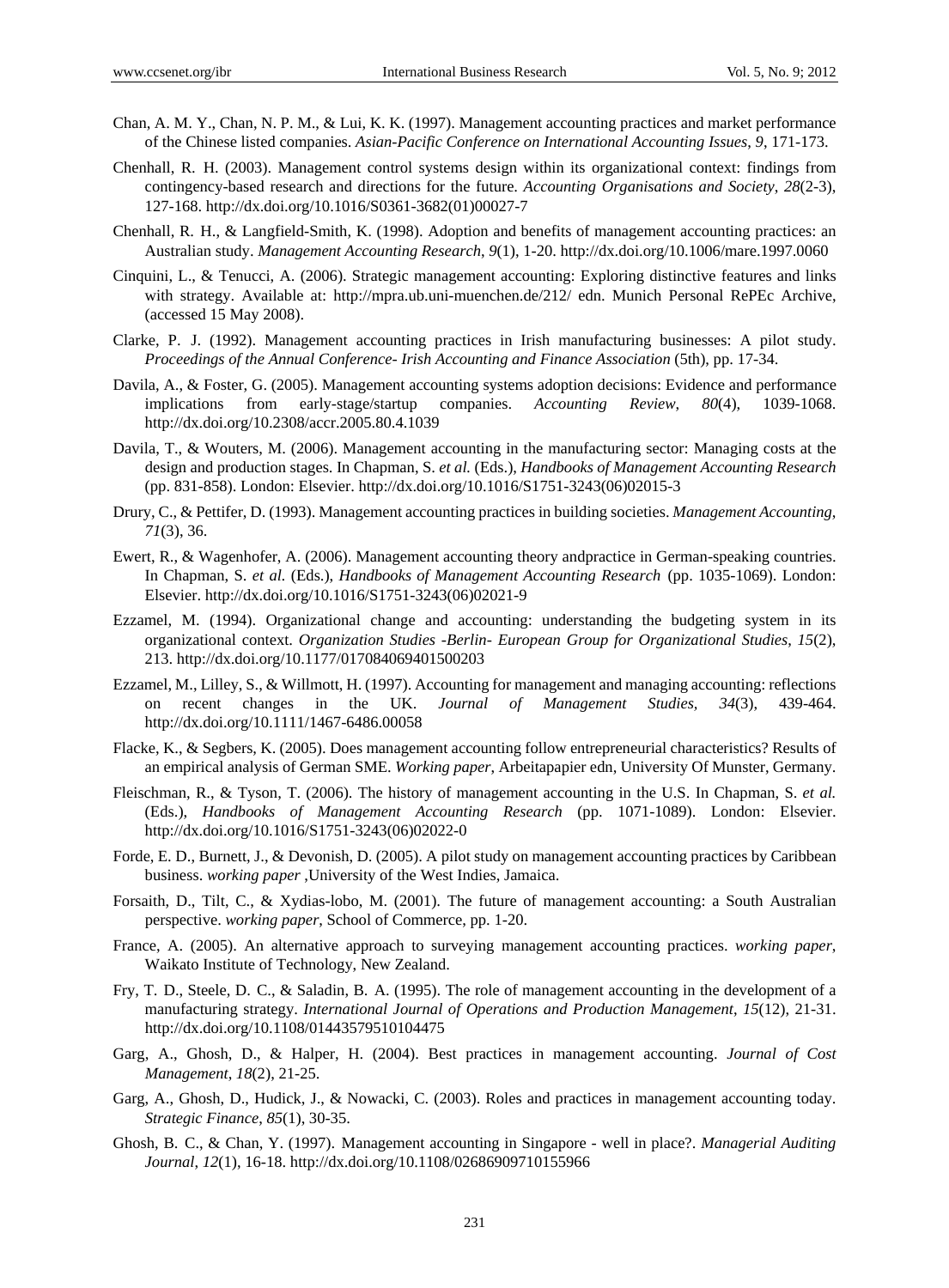Chan, A. M. Y., Chan, N. P. M., & Lui, K. K. (1997). Management accounting practices and market performance of the Chinese listed companies. *Asian-Pacific Conference on International Accounting Issues*, *9*, 171-173.

Chenhall, R. H. (2003). Management control systems design within its organizational context: findings from contingency-based research and directions for the future. *Accounting Organisations and Society*, *28*(2-3), 127-168. http://dx.doi.org/10.1016/S0361-3682(01)00027-7

Chenhall, R. H., & Langfield-Smith, K. (1998). Adoption and benefits of management accounting practices: an Australian study. *Management Accounting Research*, *9*(1), 1-20. http://dx.doi.org/10.1006/mare.1997.0060

Cinquini, L., & Tenucci, A. (2006). Strategic management accounting: Exploring distinctive features and links with strategy. Available at: http://mpra.ub.uni-muenchen.de/212/ edn. Munich Personal RePEc Archive, (accessed 15 May 2008).

Clarke, P. J. (1992). Management accounting practices in Irish manufacturing businesses: A pilot study. *Proceedings of the Annual Conference- Irish Accounting and Finance Association* (5th), pp. 17-34.

Davila, A., & Foster, G. (2005). Management accounting systems adoption decisions: Evidence and performance implications from early-stage/startup companies. *Accounting Review*, *80*(4), 1039-1068. http://dx.doi.org/10.2308/accr.2005.80.4.1039

Davila, T., & Wouters, M. (2006). Management accounting in the manufacturing sector: Managing costs at the design and production stages. In Chapman, S. *et al.* (Eds.), *Handbooks of Management Accounting Research* (pp. 831-858). London: Elsevier. http://dx.doi.org/10.1016/S1751-3243(06)02015-3

Drury, C., & Pettifer, D. (1993). Management accounting practices in building societies. *Management Accounting*, *71*(3), 36.

Ewert, R., & Wagenhofer, A. (2006). Management accounting theory andpractice in German-speaking countries. In Chapman, S. *et al.* (Eds.), *Handbooks of Management Accounting Research* (pp. 1035-1069). London: Elsevier. http://dx.doi.org/10.1016/S1751-3243(06)02021-9

Ezzamel, M. (1994). Organizational change and accounting: understanding the budgeting system in its organizational context. *Organization Studies -Berlin- European Group for Organizational Studies*, *15*(2), 213. http://dx.doi.org/10.1177/017084069401500203

Ezzamel, M., Lilley, S., & Willmott, H. (1997). Accounting for management and managing accounting: reflections on recent changes in the UK. *Journal of Management Studies*, *34*(3), 439-464. http://dx.doi.org/10.1111/1467-6486.00058

Flacke, K., & Segbers, K. (2005). Does management accounting follow entrepreneurial characteristics? Results of an empirical analysis of German SME. *Working paper*, Arbeitapapier edn, University Of Munster, Germany.

Fleischman, R., & Tyson, T. (2006). The history of management accounting in the U.S. In Chapman, S. *et al.* (Eds.), *Handbooks of Management Accounting Research* (pp. 1071-1089). London: Elsevier. http://dx.doi.org/10.1016/S1751-3243(06)02022-0

Forde, E. D., Burnett, J., & Devonish, D. (2005). A pilot study on management accounting practices by Caribbean business. *working paper* ,University of the West Indies, Jamaica.

Forsaith, D., Tilt, C., & Xydias-lobo, M. (2001). The future of management accounting: a South Australian perspective. *working paper*, School of Commerce, pp. 1-20.

France, A. (2005). An alternative approach to surveying management accounting practices. *working paper*, Waikato Institute of Technology, New Zealand.

Fry, T. D., Steele, D. C., & Saladin, B. A. (1995). The role of management accounting in the development of a manufacturing strategy. *International Journal of Operations and Production Management*, *15*(12), 21-31. http://dx.doi.org/10.1108/01443579510104475

Garg, A., Ghosh, D., & Halper, H. (2004). Best practices in management accounting. *Journal of Cost Management*, *18*(2), 21-25.

Garg, A., Ghosh, D., Hudick, J., & Nowacki, C. (2003). Roles and practices in management accounting today. *Strategic Finance*, *85*(1), 30-35.

Ghosh, B. C., & Chan, Y. (1997). Management accounting in Singapore - well in place?. *Managerial Auditing Journal*, *12*(1), 16-18. http://dx.doi.org/10.1108/02686909710155966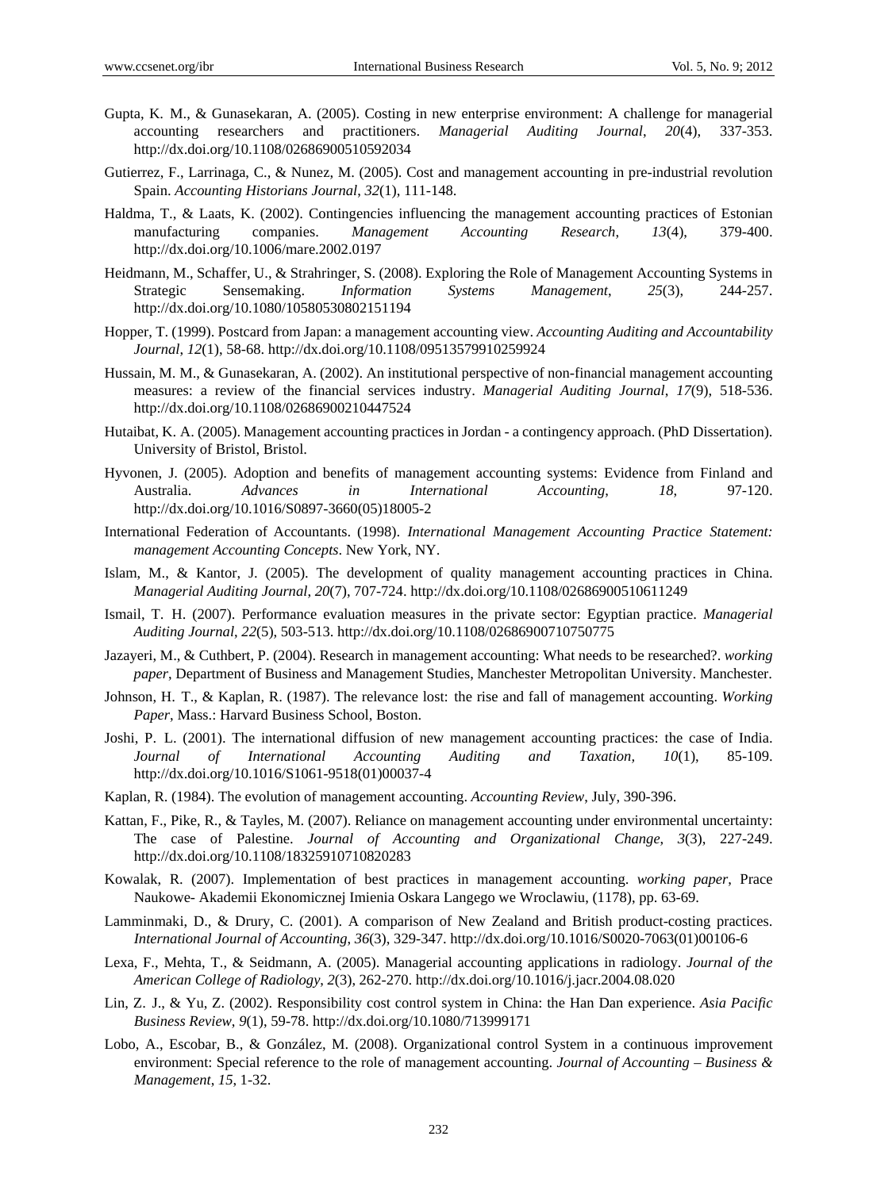Gupta, K. M., & Gunasekaran, A. (2005). Costing in new enterprise environment: A challenge for managerial accounting researchers and practitioners. *Managerial Auditing Journal*, *20*(4), 337-353. http://dx.doi.org/10.1108/02686900510592034

Gutierrez, F., Larrinaga, C., & Nunez, M. (2005). Cost and management accounting in pre-industrial revolution Spain. *Accounting Historians Journal*, *32*(1), 111-148.

Haldma, T., & Laats, K. (2002). Contingencies influencing the management accounting practices of Estonian manufacturing companies. *Management Accounting Research*, *13*(4), 379-400. http://dx.doi.org/10.1006/mare.2002.0197

Heidmann, M., Schaffer, U., & Strahringer, S. (2008). Exploring the Role of Management Accounting Systems in Strategic Sensemaking. *Information Systems Management*, *25*(3), 244-257. http://dx.doi.org/10.1080/10580530802151194

Hopper, T. (1999). Postcard from Japan: a management accounting view. *Accounting Auditing and Accountability Journal*, *12*(1), 58-68. http://dx.doi.org/10.1108/09513579910259924

Hussain, M. M., & Gunasekaran, A. (2002). An institutional perspective of non-financial management accounting measures: a review of the financial services industry. *Managerial Auditing Journal*, *17*(9), 518-536. http://dx.doi.org/10.1108/02686900210447524

Hutaibat, K. A. (2005). Management accounting practices in Jordan - a contingency approach. (PhD Dissertation). University of Bristol, Bristol.

Hyvonen, J. (2005). Adoption and benefits of management accounting systems: Evidence from Finland and Australia. *Advances in International Accounting*, *18*, 97-120. http://dx.doi.org/10.1016/S0897-3660(05)18005-2

International Federation of Accountants. (1998). *International Management Accounting Practice Statement: management Accounting Concepts*. New York, NY.

Islam, M., & Kantor, J. (2005). The development of quality management accounting practices in China. *Managerial Auditing Journal*, *20*(7), 707-724. http://dx.doi.org/10.1108/02686900510611249

Ismail, T. H. (2007). Performance evaluation measures in the private sector: Egyptian practice. *Managerial Auditing Journal*, *22*(5), 503-513. http://dx.doi.org/10.1108/02686900710750775

Jazayeri, M., & Cuthbert, P. (2004). Research in management accounting: What needs to be researched?. *working paper*, Department of Business and Management Studies, Manchester Metropolitan University. Manchester.

Johnson, H. T., & Kaplan, R. (1987). The relevance lost: the rise and fall of management accounting. *Working Paper*, Mass.: Harvard Business School, Boston.

Joshi, P. L. (2001). The international diffusion of new management accounting practices: the case of India. *Journal of International Accounting Auditing and Taxation*, *10*(1), 85-109. http://dx.doi.org/10.1016/S1061-9518(01)00037-4

Kaplan, R. (1984). The evolution of management accounting. *Accounting Review*, July, 390-396.

Kattan, F., Pike, R., & Tayles, M. (2007). Reliance on management accounting under environmental uncertainty: The case of Palestine. *Journal of Accounting and Organizational Change*, *3*(3), 227-249. http://dx.doi.org/10.1108/18325910710820283

Kowalak, R. (2007). Implementation of best practices in management accounting. *working paper*, Prace Naukowe- Akademii Ekonomicznej Imienia Oskara Langego we Wroclawiu, (1178), pp. 63-69.

Lamminmaki, D., & Drury, C. (2001). A comparison of New Zealand and British product-costing practices. *International Journal of Accounting*, *36*(3), 329-347. http://dx.doi.org/10.1016/S0020-7063(01)00106-6

Lexa, F., Mehta, T., & Seidmann, A. (2005). Managerial accounting applications in radiology. *Journal of the American College of Radiology*, *2*(3), 262-270. http://dx.doi.org/10.1016/j.jacr.2004.08.020

Lin, Z. J., & Yu, Z. (2002). Responsibility cost control system in China: the Han Dan experience. *Asia Pacific Business Review*, *9*(1), 59-78. http://dx.doi.org/10.1080/713999171

Lobo, A., Escobar, B., & González, M. (2008). Organizational control System in a continuous improvement environment: Special reference to the role of management accounting. *Journal of Accounting – Business & Management*, *15*, 1-32.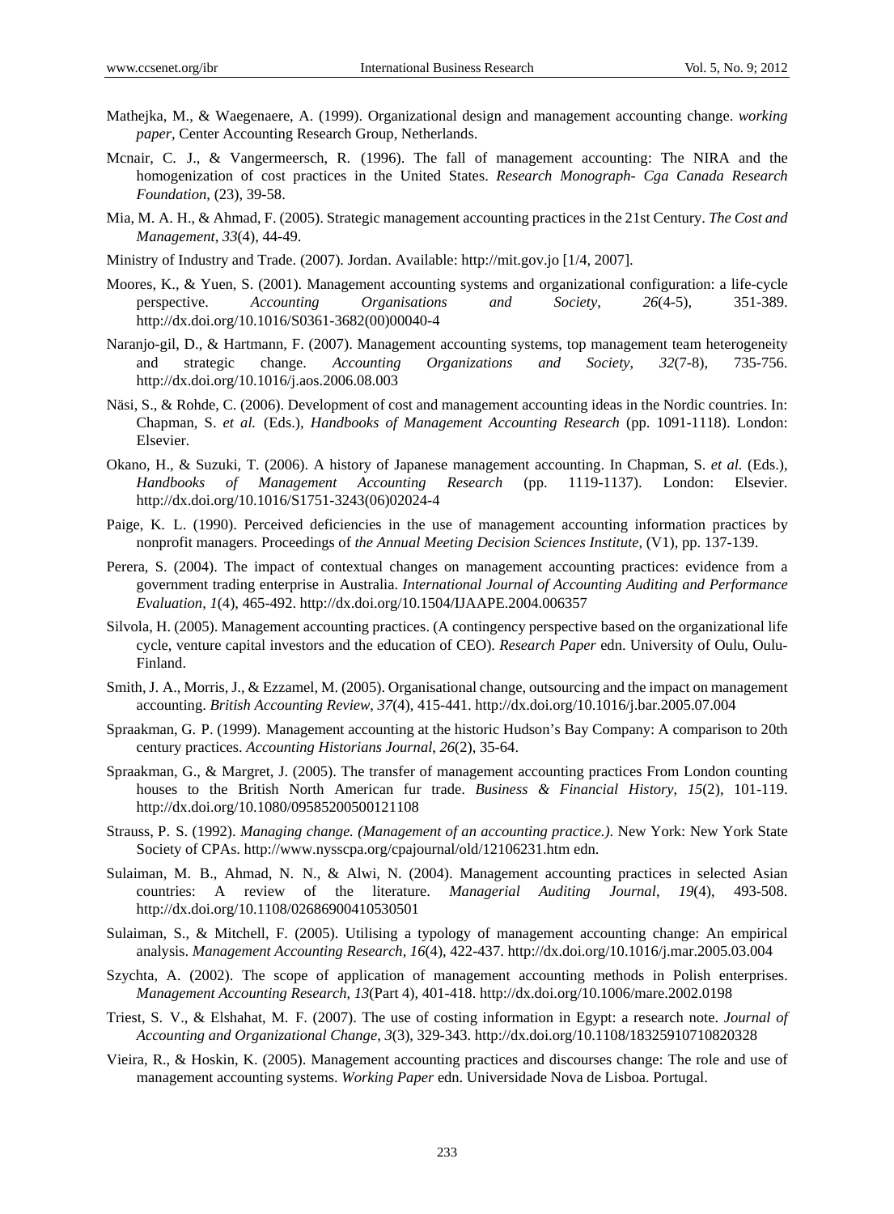Mathejka, M., & Waegenaere, A. (1999). Organizational design and management accounting change. *working paper*, Center Accounting Research Group, Netherlands.

Mcnair, C. J., & Vangermeersch, R. (1996). The fall of management accounting: The NIRA and the homogenization of cost practices in the United States. *Research Monograph- Cga Canada Research Foundation*, (23), 39-58.

Mia, M. A. H., & Ahmad, F. (2005). Strategic management accounting practices in the 21st Century. *The Cost and Management*, *33*(4), 44-49.

Ministry of Industry and Trade. (2007). Jordan. Available: http://mit.gov.jo [1/4, 2007].

Moores, K., & Yuen, S. (2001). Management accounting systems and organizational configuration: a life-cycle perspective. *Accounting Organisations and Society*, *26*(4-5), 351-389. http://dx.doi.org/10.1016/S0361-3682(00)00040-4

Naranjo-gil, D., & Hartmann, F. (2007). Management accounting systems, top management team heterogeneity and strategic change. *Accounting Organizations and Society*, *32*(7-8), 735-756. http://dx.doi.org/10.1016/j.aos.2006.08.003

Näsi, S., & Rohde, C. (2006). Development of cost and management accounting ideas in the Nordic countries. In: Chapman, S. *et al.* (Eds.), *Handbooks of Management Accounting Research* (pp. 1091-1118). London: Elsevier.

Okano, H., & Suzuki, T. (2006). A history of Japanese management accounting. In Chapman, S. *et al.* (Eds.), *Handbooks of Management Accounting Research* (pp. 1119-1137). London: Elsevier. http://dx.doi.org/10.1016/S1751-3243(06)02024-4

Paige, K. L. (1990). Perceived deficiencies in the use of management accounting information practices by nonprofit managers. Proceedings of *the Annual Meeting Decision Sciences Institute*, (V1), pp. 137-139.

Perera, S. (2004). The impact of contextual changes on management accounting practices: evidence from a government trading enterprise in Australia. *International Journal of Accounting Auditing and Performance Evaluation*, *1*(4), 465-492. http://dx.doi.org/10.1504/IJAAPE.2004.006357

Silvola, H. (2005). Management accounting practices. (A contingency perspective based on the organizational life cycle, venture capital investors and the education of CEO). *Research Paper* edn. University of Oulu, Oulu-Finland.

Smith, J. A., Morris, J., & Ezzamel, M. (2005). Organisational change, outsourcing and the impact on management accounting. *British Accounting Review*, *37*(4), 415-441. http://dx.doi.org/10.1016/j.bar.2005.07.004

Spraakman, G. P. (1999). Management accounting at the historic Hudson's Bay Company: A comparison to 20th century practices. *Accounting Historians Journal*, *26*(2), 35-64.

Spraakman, G., & Margret, J. (2005). The transfer of management accounting practices From London counting houses to the British North American fur trade. *Business & Financial History*, *15*(2), 101-119. http://dx.doi.org/10.1080/09585200500121108

Strauss, P. S. (1992). *Managing change. (Management of an accounting practice.)*. New York: New York State Society of CPAs. http://www.nysscpa.org/cpajournal/old/12106231.htm edn.

Sulaiman, M. B., Ahmad, N. N., & Alwi, N. (2004). Management accounting practices in selected Asian countries: A review of the literature. *Managerial Auditing Journal*, *19*(4), 493-508. http://dx.doi.org/10.1108/02686900410530501

Sulaiman, S., & Mitchell, F. (2005). Utilising a typology of management accounting change: An empirical analysis. *Management Accounting Research*, *16*(4), 422-437. http://dx.doi.org/10.1016/j.mar.2005.03.004

Szychta, A. (2002). The scope of application of management accounting methods in Polish enterprises. *Management Accounting Research*, *13*(Part 4), 401-418. http://dx.doi.org/10.1006/mare.2002.0198

Triest, S. V., & Elshahat, M. F. (2007). The use of costing information in Egypt: a research note. *Journal of Accounting and Organizational Change*, *3*(3), 329-343. http://dx.doi.org/10.1108/18325910710820328

Vieira, R., & Hoskin, K. (2005). Management accounting practices and discourses change: The role and use of management accounting systems. *Working Paper* edn. Universidade Nova de Lisboa. Portugal.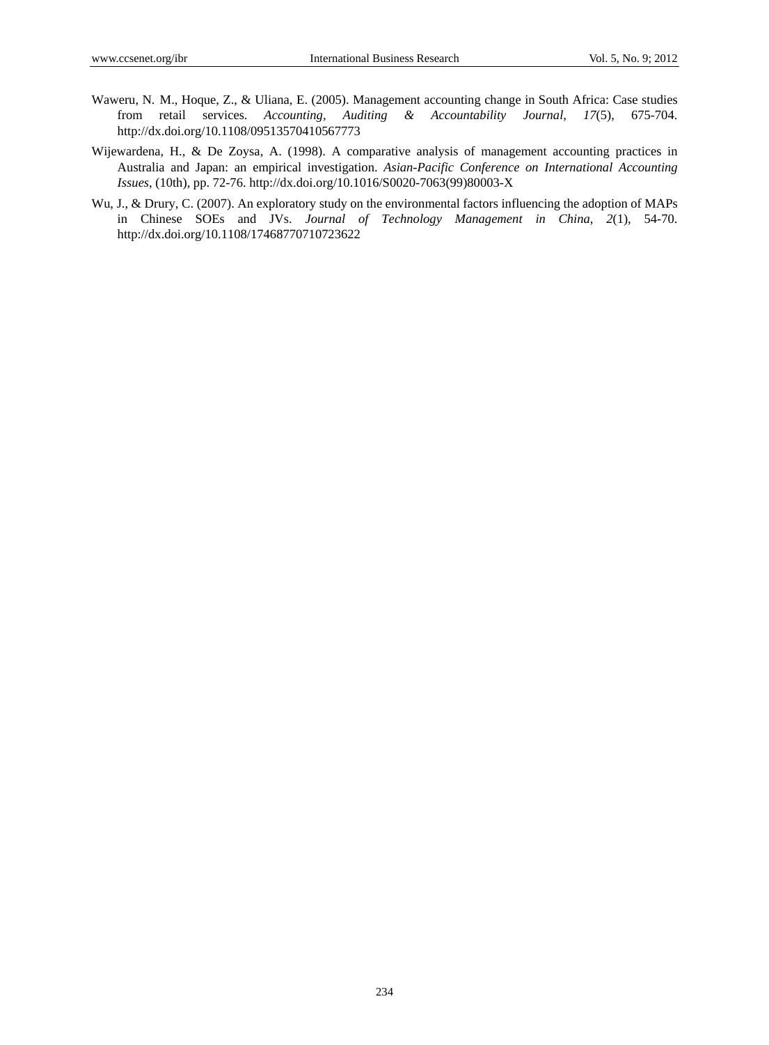Waweru, N. M., Hoque, Z., & Uliana, E. (2005). Management accounting change in South Africa: Case studies from retail services. *Accounting, Auditing & Accountability Journal*, *17*(5), 675-704. http://dx.doi.org/10.1108/09513570410567773

Wijewardena, H., & De Zoysa, A. (1998). A comparative analysis of management accounting practices in Australia and Japan: an empirical investigation. *Asian-Pacific Conference on International Accounting Issues*, (10th), pp. 72-76. http://dx.doi.org/10.1016/S0020-7063(99)80003-X

Wu, J., & Drury, C. (2007). An exploratory study on the environmental factors influencing the adoption of MAPs in Chinese SOEs and JVs. *Journal of Technology Management in China*, *2*(1), 54-70. http://dx.doi.org/10.1108/17468770710723622